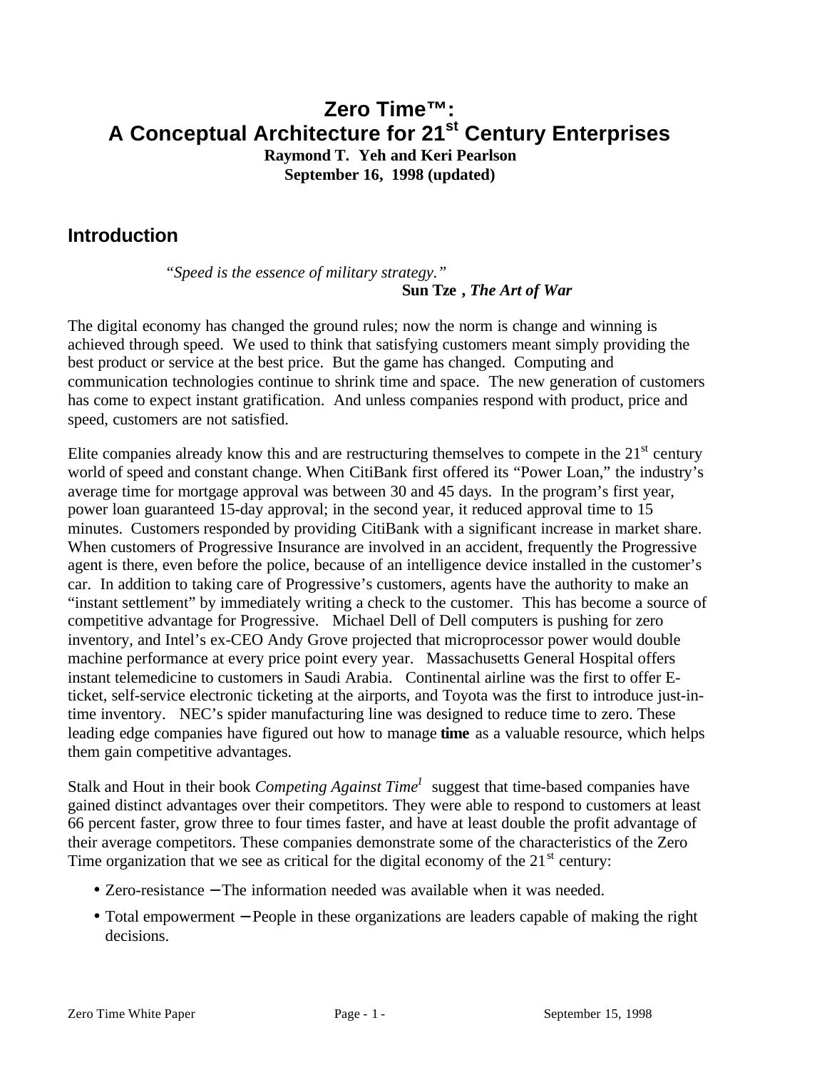# Zero Time™: A Conceptual Architecture for 21st Century Enterprises

**Raymond T. Yeh and Keri Pearlson**

**September 16, 1998 (updated)**

## Introduction

> *"Speed is the essence of military strategy."*
>
> **Sun Tze** , ***The Art of War***

The digital economy has changed the ground rules; now the norm is change and winning is achieved through speed. We used to think that satisfying customers meant simply providing the best product or service at the best price. But the game has changed. Computing and communication technologies continue to shrink time and space. The new generation of customers has come to expect instant gratification. And unless companies respond with product, price and speed, customers are not satisfied.

Elite companies already know this and are restructuring themselves to compete in the 21st century world of speed and constant change. When CitiBank first offered its "Power Loan," the industry's average time for mortgage approval was between 30 and 45 days. In the program's first year, power loan guaranteed 15-day approval; in the second year, it reduced approval time to 15 minutes. Customers responded by providing CitiBank with a significant increase in market share. When customers of Progressive Insurance are involved in an accident, frequently the Progressive agent is there, even before the police, because of an intelligence device installed in the customer's car. In addition to taking care of Progressive's customers, agents have the authority to make an "instant settlement" by immediately writing a check to the customer. This has become a source of competitive advantage for Progressive. Michael Dell of Dell computers is pushing for zero inventory, and Intel's ex-CEO Andy Grove projected that microprocessor power would double machine performance at every price point every year. Massachusetts General Hospital offers instant telemedicine to customers in Saudi Arabia. Continental airline was the first to offer E-ticket, self-service electronic ticketing at the airports, and Toyota was the first to introduce just-in-time inventory. NEC's spider manufacturing line was designed to reduce time to zero. These leading edge companies have figured out how to manage **time** as a valuable resource, which helps them gain competitive advantages.

Stalk and Hout in their book *Competing Against Time*[1] suggest that time-based companies have gained distinct advantages over their competitors. They were able to respond to customers at least 66 percent faster, grow three to four times faster, and have at least double the profit advantage of their average competitors. These companies demonstrate some of the characteristics of the Zero Time organization that we see as critical for the digital economy of the 21st century:

- Zero-resistance – The information needed was available when it was needed.
- Total empowerment – People in these organizations are leaders capable of making the right decisions.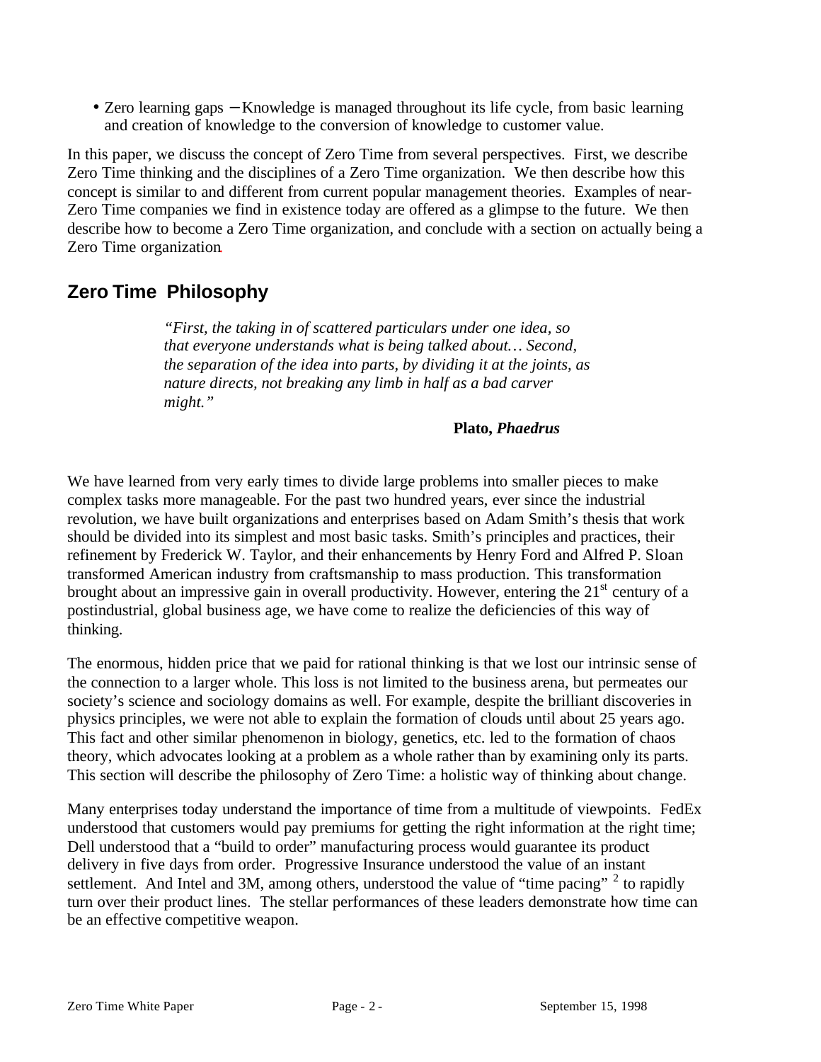- Zero learning gaps – Knowledge is managed throughout its life cycle, from basic learning and creation of knowledge to the conversion of knowledge to customer value.

In this paper, we discuss the concept of Zero Time from several perspectives. First, we describe Zero Time thinking and the disciplines of a Zero Time organization. We then describe how this concept is similar to and different from current popular management theories. Examples of near-Zero Time companies we find in existence today are offered as a glimpse to the future. We then describe how to become a Zero Time organization, and conclude with a section on actually being a Zero Time organization.

## Zero Time Philosophy

> *"First, the taking in of scattered particulars under one idea, so that everyone understands what is being talked about… Second, the separation of the idea into parts, by dividing it at the joints, as nature directs, not breaking any limb in half as a bad carver might."*
>
> **Plato, *Phaedrus***

We have learned from very early times to divide large problems into smaller pieces to make complex tasks more manageable. For the past two hundred years, ever since the industrial revolution, we have built organizations and enterprises based on Adam Smith's thesis that work should be divided into its simplest and most basic tasks. Smith's principles and practices, their refinement by Frederick W. Taylor, and their enhancements by Henry Ford and Alfred P. Sloan transformed American industry from craftsmanship to mass production. This transformation brought about an impressive gain in overall productivity. However, entering the 21st century of a postindustrial, global business age, we have come to realize the deficiencies of this way of thinking.

The enormous, hidden price that we paid for rational thinking is that we lost our intrinsic sense of the connection to a larger whole. This loss is not limited to the business arena, but permeates our society's science and sociology domains as well. For example, despite the brilliant discoveries in physics principles, we were not able to explain the formation of clouds until about 25 years ago. This fact and other similar phenomenon in biology, genetics, etc. led to the formation of chaos theory, which advocates looking at a problem as a whole rather than by examining only its parts. This section will describe the philosophy of Zero Time: a holistic way of thinking about change.

Many enterprises today understand the importance of time from a multitude of viewpoints. FedEx understood that customers would pay premiums for getting the right information at the right time; Dell understood that a "build to order" manufacturing process would guarantee its product delivery in five days from order. Progressive Insurance understood the value of an instant settlement. And Intel and 3M, among others, understood the value of "time pacing" [2] to rapidly turn over their product lines. The stellar performances of these leaders demonstrate how time can be an effective competitive weapon.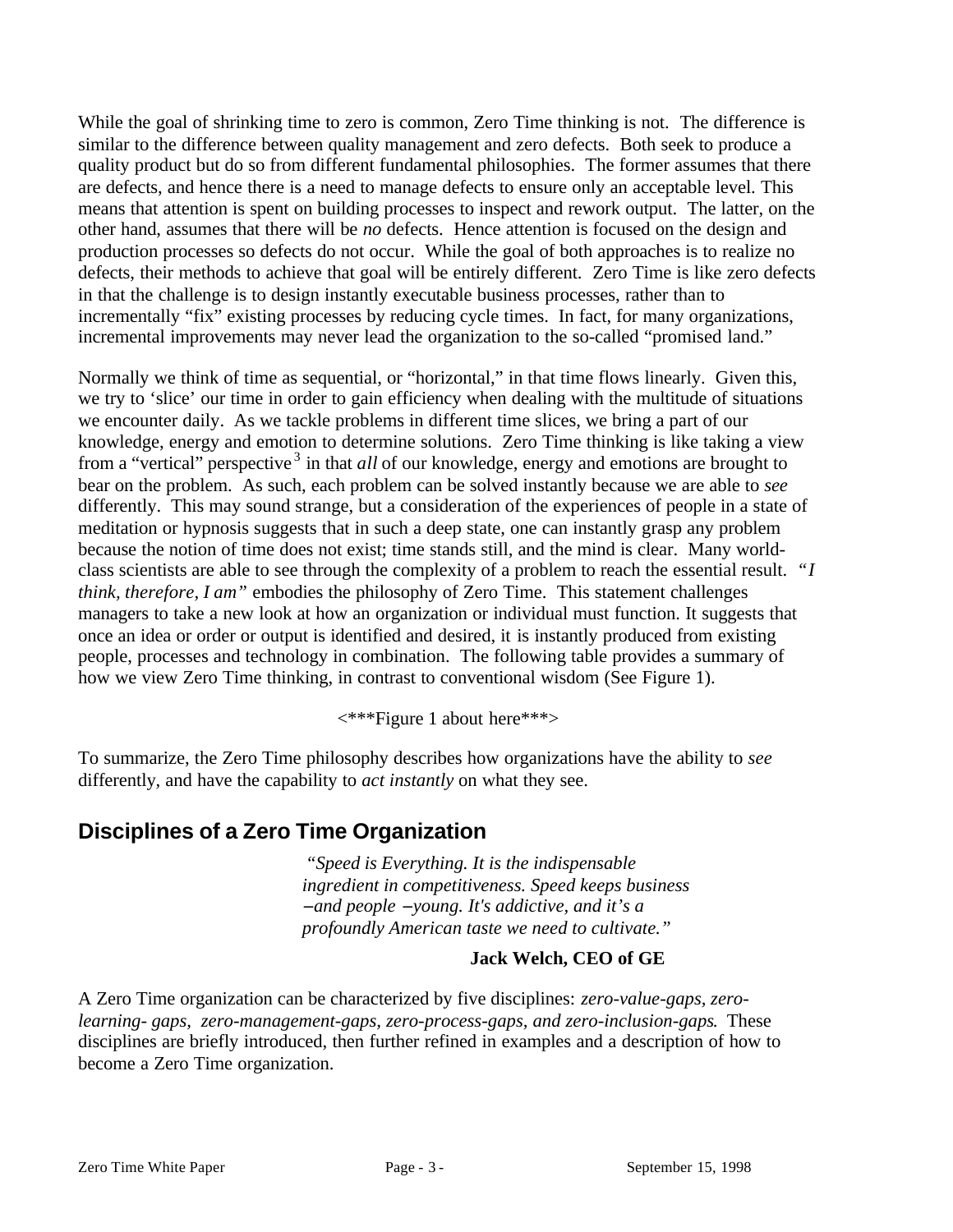While the goal of shrinking time to zero is common, Zero Time thinking is not. The difference is similar to the difference between quality management and zero defects. Both seek to produce a quality product but do so from different fundamental philosophies. The former assumes that there are defects, and hence there is a need to manage defects to ensure only an acceptable level. This means that attention is spent on building processes to inspect and rework output. The latter, on the other hand, assumes that there will be *no* defects. Hence attention is focused on the design and production processes so defects do not occur. While the goal of both approaches is to realize no defects, their methods to achieve that goal will be entirely different. Zero Time is like zero defects in that the challenge is to design instantly executable business processes, rather than to incrementally "fix" existing processes by reducing cycle times. In fact, for many organizations, incremental improvements may never lead the organization to the so-called "promised land."

Normally we think of time as sequential, or "horizontal," in that time flows linearly. Given this, we try to 'slice' our time in order to gain efficiency when dealing with the multitude of situations we encounter daily. As we tackle problems in different time slices, we bring a part of our knowledge, energy and emotion to determine solutions. Zero Time thinking is like taking a view from a "vertical" perspective[3] in that *all* of our knowledge, energy and emotions are brought to bear on the problem. As such, each problem can be solved instantly because we are able to *see* differently. This may sound strange, but a consideration of the experiences of people in a state of meditation or hypnosis suggests that in such a deep state, one can instantly grasp any problem because the notion of time does not exist; time stands still, and the mind is clear. Many world-class scientists are able to see through the complexity of a problem to reach the essential result. *"I think, therefore, I am"* embodies the philosophy of Zero Time. This statement challenges managers to take a new look at how an organization or individual must function. It suggests that once an idea or order or output is identified and desired, it is instantly produced from existing people, processes and technology in combination. The following table provides a summary of how we view Zero Time thinking, in contrast to conventional wisdom (See Figure 1).

<***Figure 1 about here***>

To summarize, the Zero Time philosophy describes how organizations have the ability to *see* differently, and have the capability to *act instantly* on what they see.

## Disciplines of a Zero Time Organization

> *"Speed is Everything. It is the indispensable ingredient in competitiveness. Speed keeps business –and people –young. It's addictive, and it's a profoundly American taste we need to cultivate."*
>
> **Jack Welch, CEO of GE**

A Zero Time organization can be characterized by five disciplines: *zero-value-gaps, zero-learning- gaps, zero-management-gaps, zero-process-gaps, and zero-inclusion-gaps.* These disciplines are briefly introduced, then further refined in examples and a description of how to become a Zero Time organization.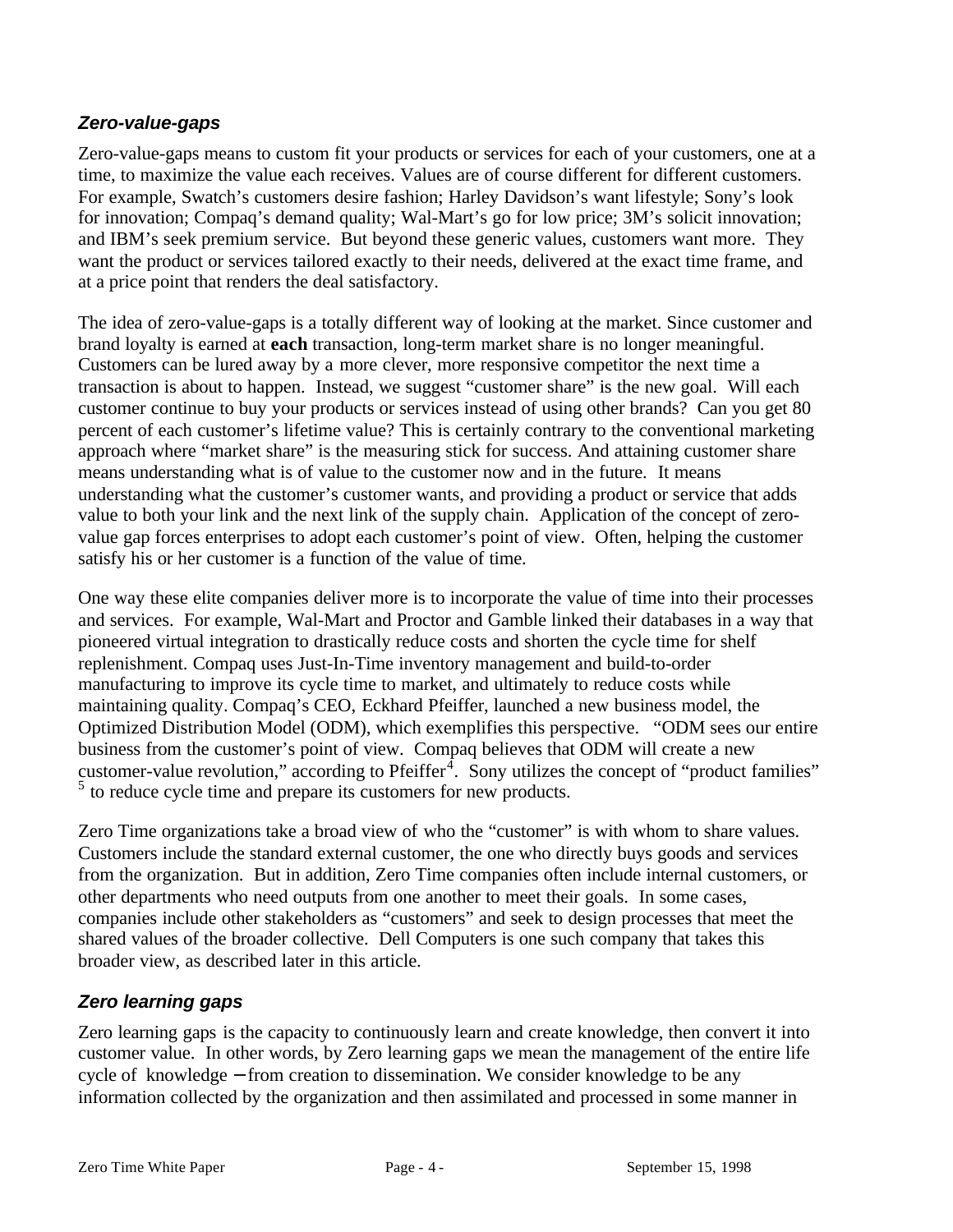### *Zero-value-gaps*

Zero-value-gaps means to custom fit your products or services for each of your customers, one at a time, to maximize the value each receives. Values are of course different for different customers. For example, Swatch's customers desire fashion; Harley Davidson's want lifestyle; Sony's look for innovation; Compaq's demand quality; Wal-Mart's go for low price; 3M's solicit innovation; and IBM's seek premium service. But beyond these generic values, customers want more. They want the product or services tailored exactly to their needs, delivered at the exact time frame, and at a price point that renders the deal satisfactory.

The idea of zero-value-gaps is a totally different way of looking at the market. Since customer and brand loyalty is earned at **each** transaction, long-term market share is no longer meaningful. Customers can be lured away by a more clever, more responsive competitor the next time a transaction is about to happen. Instead, we suggest "customer share" is the new goal. Will each customer continue to buy your products or services instead of using other brands? Can you get 80 percent of each customer's lifetime value? This is certainly contrary to the conventional marketing approach where "market share" is the measuring stick for success. And attaining customer share means understanding what is of value to the customer now and in the future. It means understanding what the customer's customer wants, and providing a product or service that adds value to both your link and the next link of the supply chain. Application of the concept of zero-value gap forces enterprises to adopt each customer's point of view. Often, helping the customer satisfy his or her customer is a function of the value of time.

One way these elite companies deliver more is to incorporate the value of time into their processes and services. For example, Wal-Mart and Proctor and Gamble linked their databases in a way that pioneered virtual integration to drastically reduce costs and shorten the cycle time for shelf replenishment. Compaq uses Just-In-Time inventory management and build-to-order manufacturing to improve its cycle time to market, and ultimately to reduce costs while maintaining quality. Compaq's CEO, Eckhard Pfeiffer, launched a new business model, the Optimized Distribution Model (ODM), which exemplifies this perspective. "ODM sees our entire business from the customer's point of view. Compaq believes that ODM will create a new customer-value revolution," according to Pfeiffer[4]. Sony utilizes the concept of "product families" [5] to reduce cycle time and prepare its customers for new products.

Zero Time organizations take a broad view of who the "customer" is with whom to share values. Customers include the standard external customer, the one who directly buys goods and services from the organization. But in addition, Zero Time companies often include internal customers, or other departments who need outputs from one another to meet their goals. In some cases, companies include other stakeholders as "customers" and seek to design processes that meet the shared values of the broader collective. Dell Computers is one such company that takes this broader view, as described later in this article.

### *Zero learning gaps*

Zero learning gaps is the capacity to continuously learn and create knowledge, then convert it into customer value. In other words, by Zero learning gaps we mean the management of the entire life cycle of knowledge – from creation to dissemination. We consider knowledge to be any information collected by the organization and then assimilated and processed in some manner in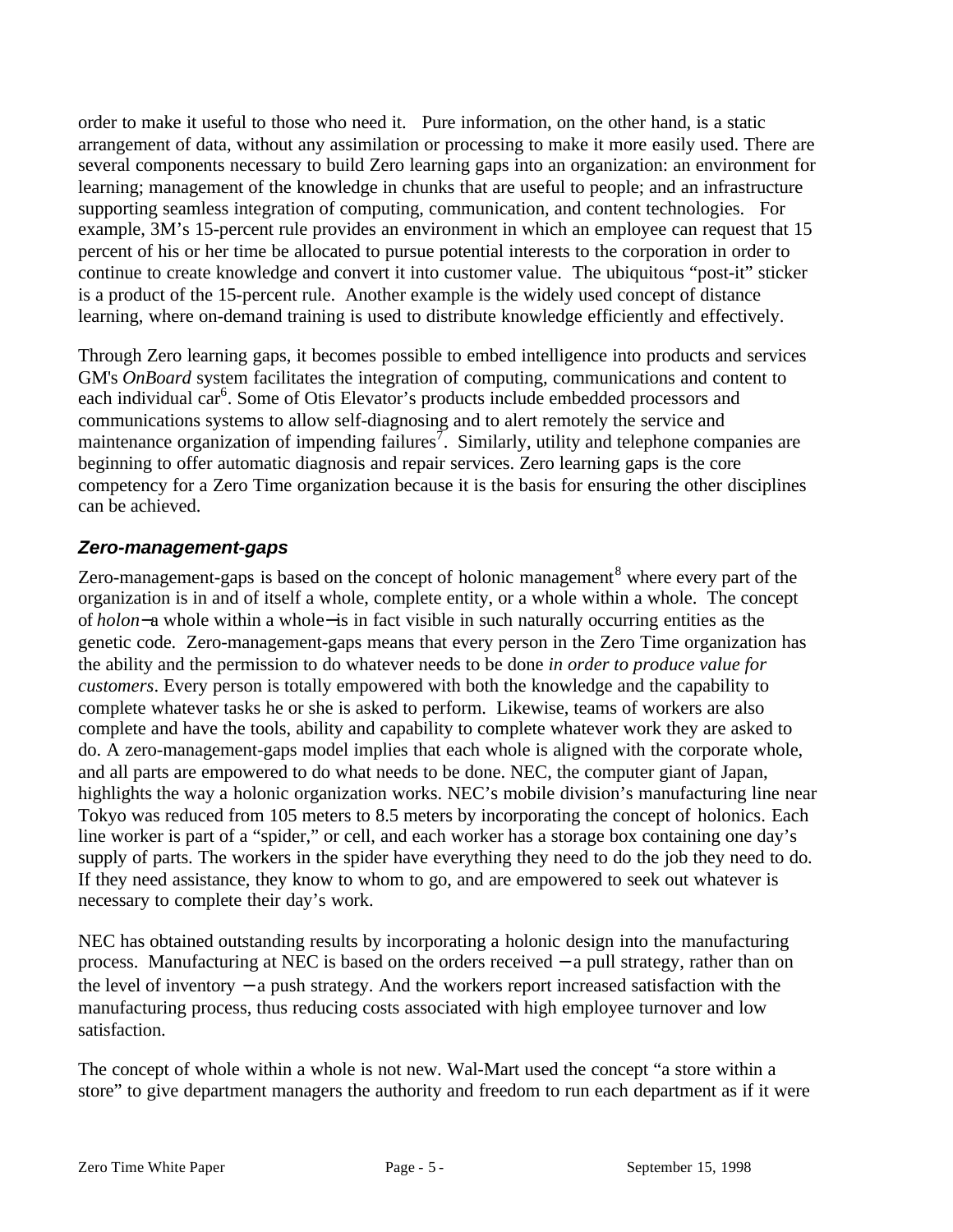order to make it useful to those who need it. Pure information, on the other hand, is a static arrangement of data, without any assimilation or processing to make it more easily used. There are several components necessary to build Zero learning gaps into an organization: an environment for learning; management of the knowledge in chunks that are useful to people; and an infrastructure supporting seamless integration of computing, communication, and content technologies. For example, 3M's 15-percent rule provides an environment in which an employee can request that 15 percent of his or her time be allocated to pursue potential interests to the corporation in order to continue to create knowledge and convert it into customer value. The ubiquitous "post-it" sticker is a product of the 15-percent rule. Another example is the widely used concept of distance learning, where on-demand training is used to distribute knowledge efficiently and effectively.

Through Zero learning gaps, it becomes possible to embed intelligence into products and services GM's *OnBoard* system facilitates the integration of computing, communications and content to each individual car[6]. Some of Otis Elevator's products include embedded processors and communications systems to allow self-diagnosing and to alert remotely the service and maintenance organization of impending failures[7]. Similarly, utility and telephone companies are beginning to offer automatic diagnosis and repair services. Zero learning gaps is the core competency for a Zero Time organization because it is the basis for ensuring the other disciplines can be achieved.

### *Zero-management-gaps*

Zero-management-gaps is based on the concept of holonic management[8] where every part of the organization is in and of itself a whole, complete entity, or a whole within a whole. The concept of *holon*—a whole within a whole—is in fact visible in such naturally occurring entities as the genetic code. Zero-management-gaps means that every person in the Zero Time organization has the ability and the permission to do whatever needs to be done *in order to produce value for customers*. Every person is totally empowered with both the knowledge and the capability to complete whatever tasks he or she is asked to perform. Likewise, teams of workers are also complete and have the tools, ability and capability to complete whatever work they are asked to do. A zero-management-gaps model implies that each whole is aligned with the corporate whole, and all parts are empowered to do what needs to be done. NEC, the computer giant of Japan, highlights the way a holonic organization works. NEC's mobile division's manufacturing line near Tokyo was reduced from 105 meters to 8.5 meters by incorporating the concept of holonics. Each line worker is part of a "spider," or cell, and each worker has a storage box containing one day's supply of parts. The workers in the spider have everything they need to do the job they need to do. If they need assistance, they know to whom to go, and are empowered to seek out whatever is necessary to complete their day's work.

NEC has obtained outstanding results by incorporating a holonic design into the manufacturing process. Manufacturing at NEC is based on the orders received — a pull strategy, rather than on the level of inventory — a push strategy. And the workers report increased satisfaction with the manufacturing process, thus reducing costs associated with high employee turnover and low satisfaction.

The concept of whole within a whole is not new. Wal-Mart used the concept "a store within a store" to give department managers the authority and freedom to run each department as if it were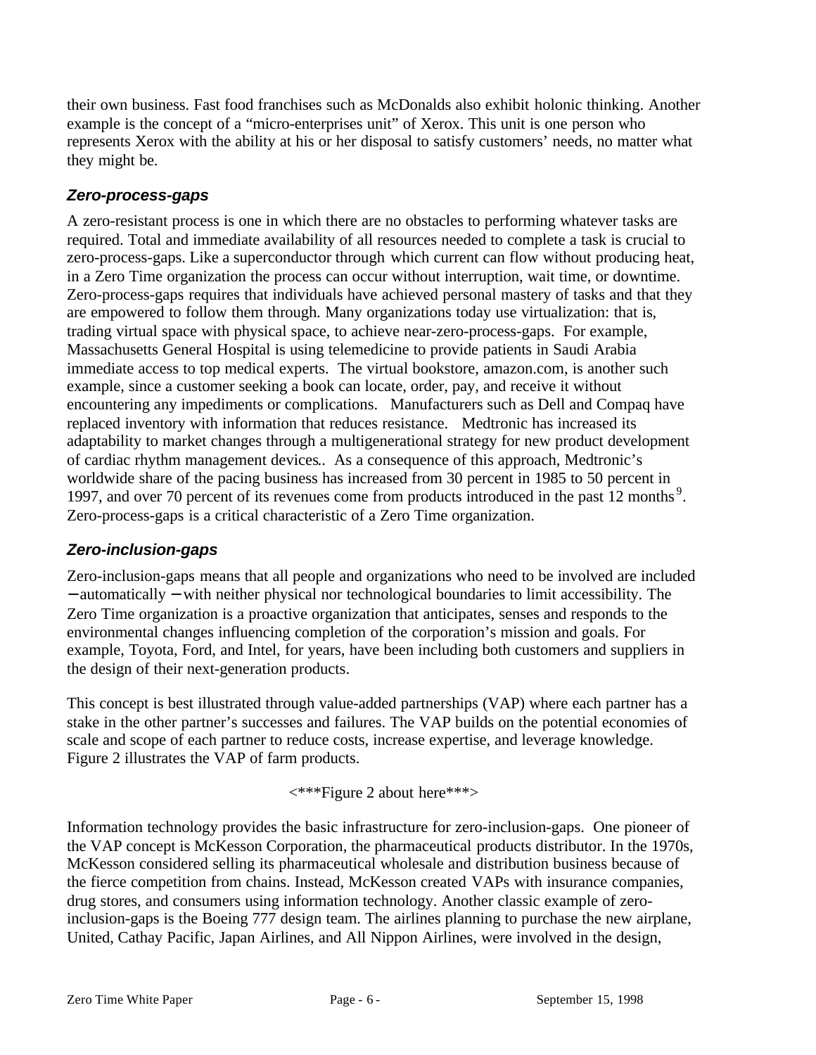their own business. Fast food franchises such as McDonalds also exhibit holonic thinking. Another example is the concept of a "micro-enterprises unit" of Xerox. This unit is one person who represents Xerox with the ability at his or her disposal to satisfy customers' needs, no matter what they might be.

### *Zero-process-gaps*

A zero-resistant process is one in which there are no obstacles to performing whatever tasks are required. Total and immediate availability of all resources needed to complete a task is crucial to zero-process-gaps. Like a superconductor through which current can flow without producing heat, in a Zero Time organization the process can occur without interruption, wait time, or downtime. Zero-process-gaps requires that individuals have achieved personal mastery of tasks and that they are empowered to follow them through. Many organizations today use virtualization: that is, trading virtual space with physical space, to achieve near-zero-process-gaps. For example, Massachusetts General Hospital is using telemedicine to provide patients in Saudi Arabia immediate access to top medical experts. The virtual bookstore, amazon.com, is another such example, since a customer seeking a book can locate, order, pay, and receive it without encountering any impediments or complications. Manufacturers such as Dell and Compaq have replaced inventory with information that reduces resistance. Medtronic has increased its adaptability to market changes through a multigenerational strategy for new product development of cardiac rhythm management devices.. As a consequence of this approach, Medtronic's worldwide share of the pacing business has increased from 30 percent in 1985 to 50 percent in 1997, and over 70 percent of its revenues come from products introduced in the past 12 months [9]. Zero-process-gaps is a critical characteristic of a Zero Time organization.

### *Zero-inclusion-gaps*

Zero-inclusion-gaps means that all people and organizations who need to be involved are included – automatically – with neither physical nor technological boundaries to limit accessibility. The Zero Time organization is a proactive organization that anticipates, senses and responds to the environmental changes influencing completion of the corporation's mission and goals. For example, Toyota, Ford, and Intel, for years, have been including both customers and suppliers in the design of their next-generation products.

This concept is best illustrated through value-added partnerships (VAP) where each partner has a stake in the other partner's successes and failures. The VAP builds on the potential economies of scale and scope of each partner to reduce costs, increase expertise, and leverage knowledge. Figure 2 illustrates the VAP of farm products.

<***Figure 2 about here***>

Information technology provides the basic infrastructure for zero-inclusion-gaps. One pioneer of the VAP concept is McKesson Corporation, the pharmaceutical products distributor. In the 1970s, McKesson considered selling its pharmaceutical wholesale and distribution business because of the fierce competition from chains. Instead, McKesson created VAPs with insurance companies, drug stores, and consumers using information technology. Another classic example of zero-inclusion-gaps is the Boeing 777 design team. The airlines planning to purchase the new airplane, United, Cathay Pacific, Japan Airlines, and All Nippon Airlines, were involved in the design,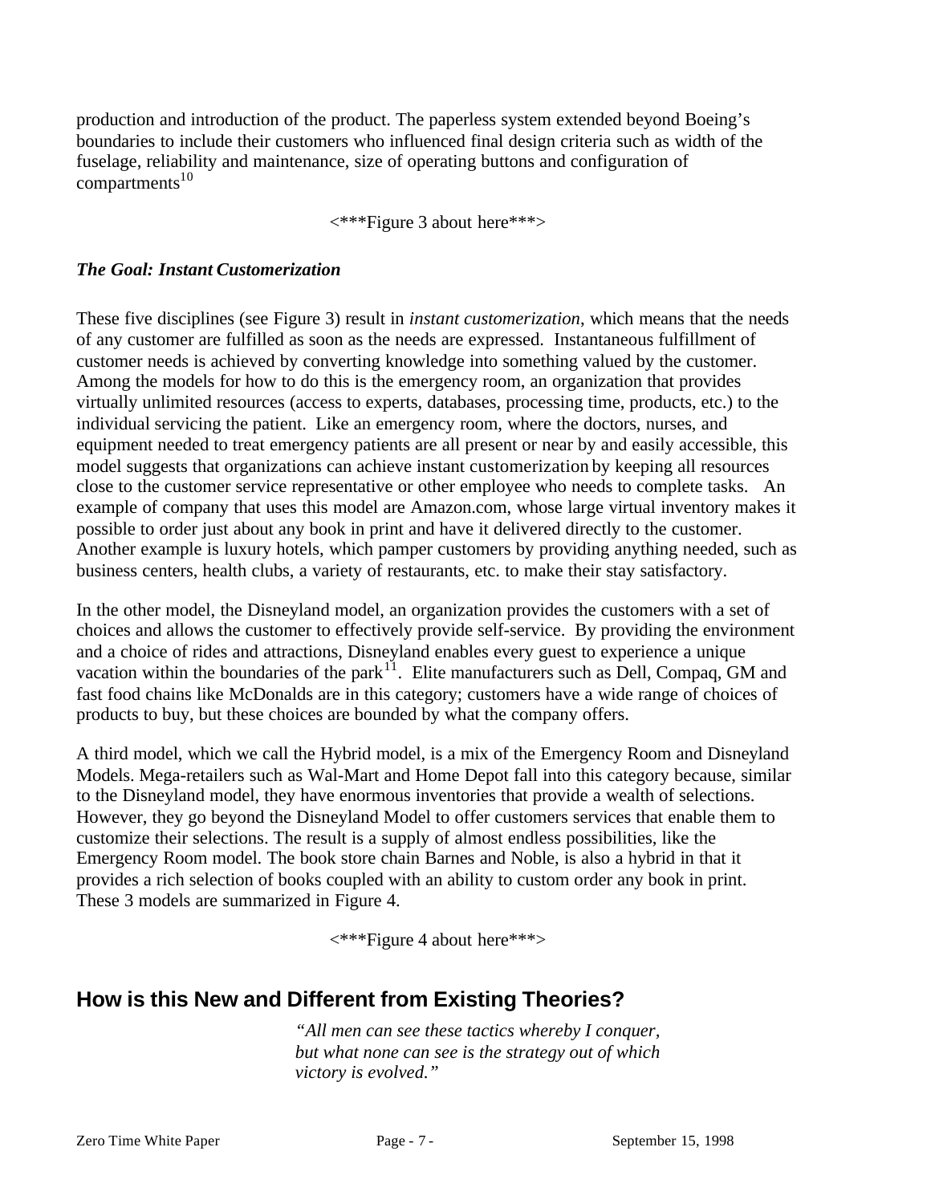production and introduction of the product. The paperless system extended beyond Boeing's boundaries to include their customers who influenced final design criteria such as width of the fuselage, reliability and maintenance, size of operating buttons and configuration of compartments[10]

<***Figure 3 about here***>

### *The Goal: Instant Customerization*

These five disciplines (see Figure 3) result in *instant customerization*, which means that the needs of any customer are fulfilled as soon as the needs are expressed. Instantaneous fulfillment of customer needs is achieved by converting knowledge into something valued by the customer. Among the models for how to do this is the emergency room, an organization that provides virtually unlimited resources (access to experts, databases, processing time, products, etc.) to the individual servicing the patient. Like an emergency room, where the doctors, nurses, and equipment needed to treat emergency patients are all present or near by and easily accessible, this model suggests that organizations can achieve instant customerization by keeping all resources close to the customer service representative or other employee who needs to complete tasks. An example of company that uses this model are Amazon.com, whose large virtual inventory makes it possible to order just about any book in print and have it delivered directly to the customer. Another example is luxury hotels, which pamper customers by providing anything needed, such as business centers, health clubs, a variety of restaurants, etc. to make their stay satisfactory.

In the other model, the Disneyland model, an organization provides the customers with a set of choices and allows the customer to effectively provide self-service. By providing the environment and a choice of rides and attractions, Disneyland enables every guest to experience a unique vacation within the boundaries of the park[11]. Elite manufacturers such as Dell, Compaq, GM and fast food chains like McDonalds are in this category; customers have a wide range of choices of products to buy, but these choices are bounded by what the company offers.

A third model, which we call the Hybrid model, is a mix of the Emergency Room and Disneyland Models. Mega-retailers such as Wal-Mart and Home Depot fall into this category because, similar to the Disneyland model, they have enormous inventories that provide a wealth of selections. However, they go beyond the Disneyland Model to offer customers services that enable them to customize their selections. The result is a supply of almost endless possibilities, like the Emergency Room model. The book store chain Barnes and Noble, is also a hybrid in that it provides a rich selection of books coupled with an ability to custom order any book in print. These 3 models are summarized in Figure 4.

<***Figure 4 about here***>

## How is this New and Different from Existing Theories?

*"All men can see these tactics whereby I conquer, but what none can see is the strategy out of which victory is evolved."*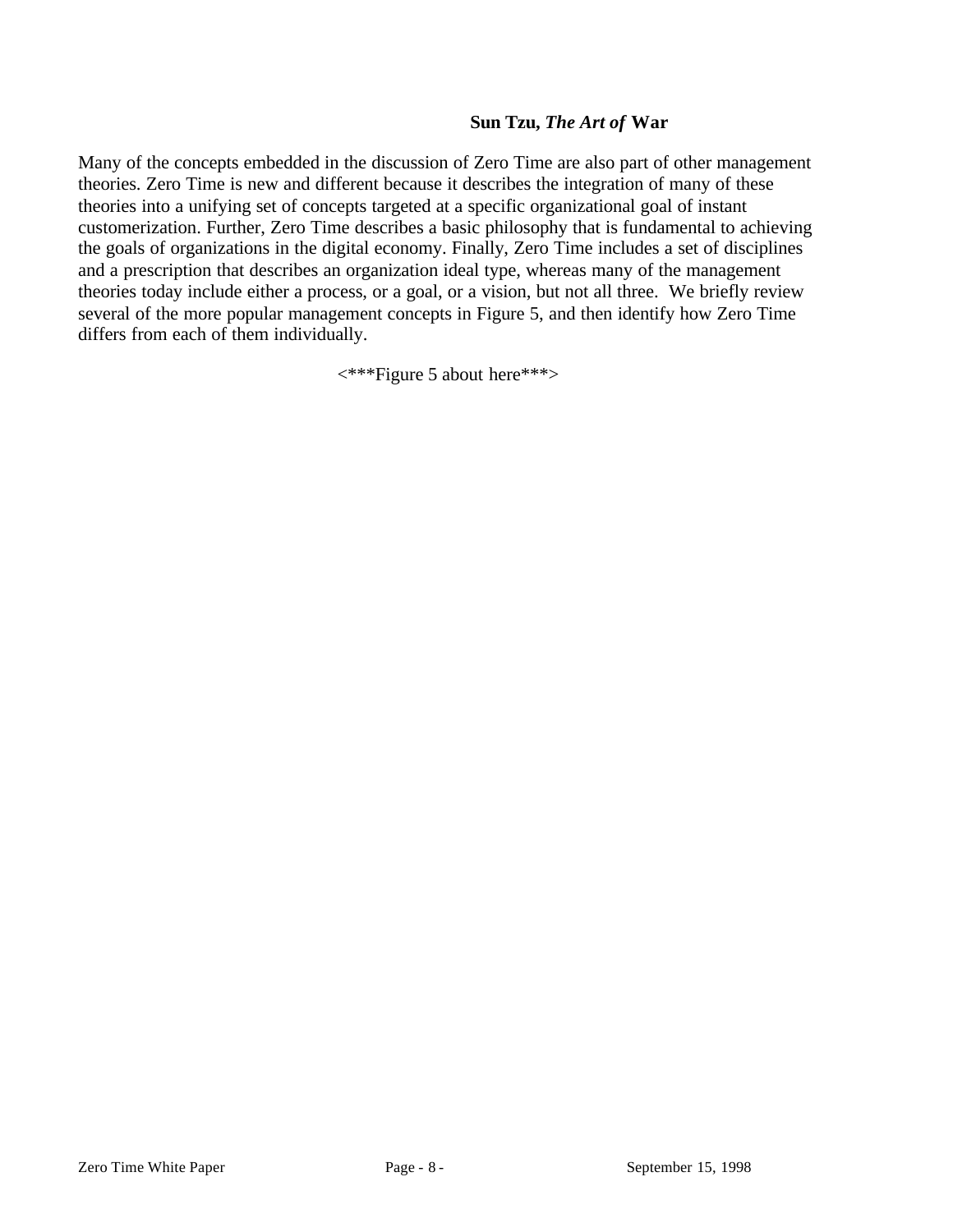**Sun Tzu, *The Art of* War**

Many of the concepts embedded in the discussion of Zero Time are also part of other management theories. Zero Time is new and different because it describes the integration of many of these theories into a unifying set of concepts targeted at a specific organizational goal of instant customerization. Further, Zero Time describes a basic philosophy that is fundamental to achieving the goals of organizations in the digital economy. Finally, Zero Time includes a set of disciplines and a prescription that describes an organization ideal type, whereas many of the management theories today include either a process, or a goal, or a vision, but not all three. We briefly review several of the more popular management concepts in Figure 5, and then identify how Zero Time differs from each of them individually.

<***Figure 5 about here***>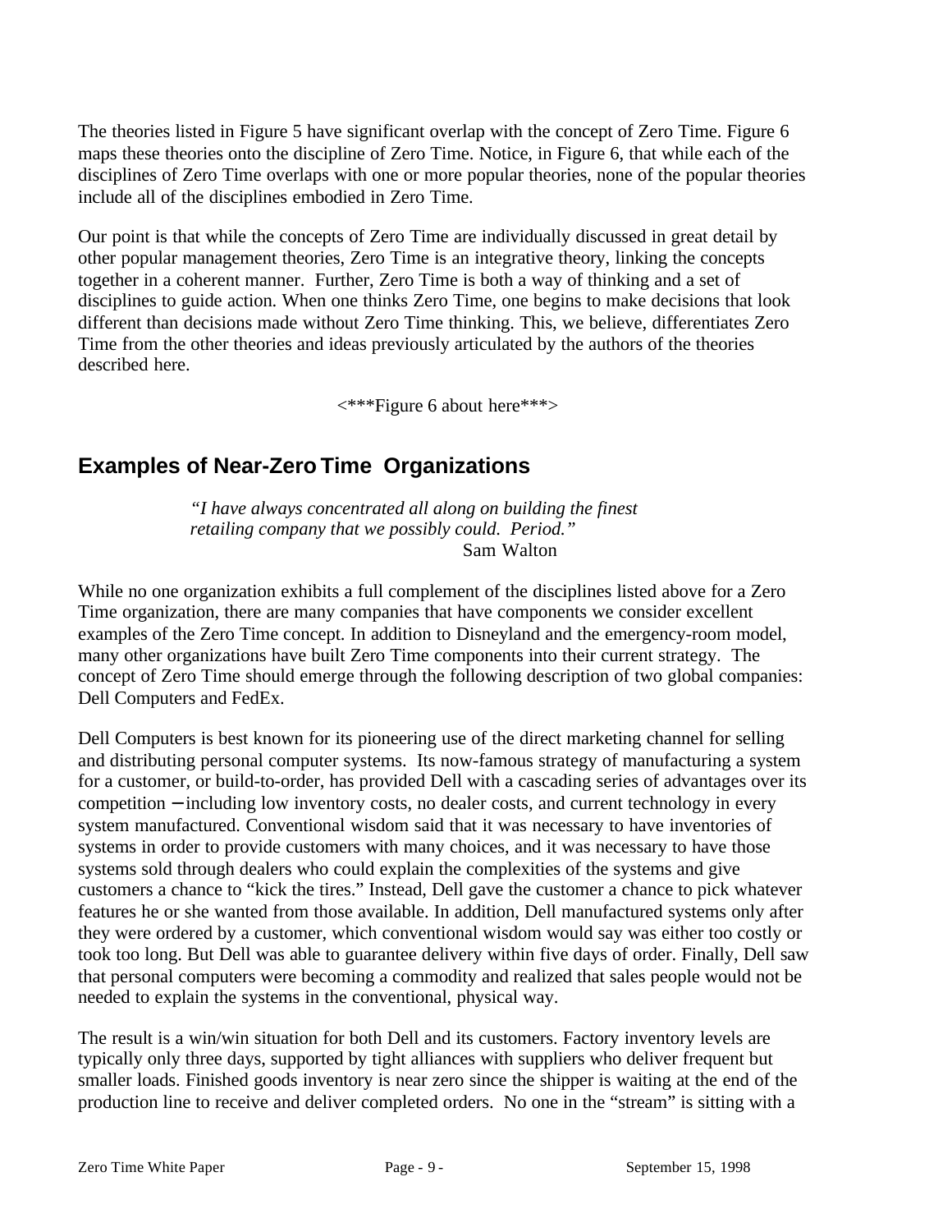The theories listed in Figure 5 have significant overlap with the concept of Zero Time. Figure 6 maps these theories onto the discipline of Zero Time. Notice, in Figure 6, that while each of the disciplines of Zero Time overlaps with one or more popular theories, none of the popular theories include all of the disciplines embodied in Zero Time.

Our point is that while the concepts of Zero Time are individually discussed in great detail by other popular management theories, Zero Time is an integrative theory, linking the concepts together in a coherent manner. Further, Zero Time is both a way of thinking and a set of disciplines to guide action. When one thinks Zero Time, one begins to make decisions that look different than decisions made without Zero Time thinking. This, we believe, differentiates Zero Time from the other theories and ideas previously articulated by the authors of the theories described here.

<***Figure 6 about here***>

## Examples of Near-Zero Time Organizations

> *"I have always concentrated all along on building the finest retailing company that we possibly could. Period."*
>
> Sam Walton

While no one organization exhibits a full complement of the disciplines listed above for a Zero Time organization, there are many companies that have components we consider excellent examples of the Zero Time concept. In addition to Disneyland and the emergency-room model, many other organizations have built Zero Time components into their current strategy. The concept of Zero Time should emerge through the following description of two global companies: Dell Computers and FedEx.

Dell Computers is best known for its pioneering use of the direct marketing channel for selling and distributing personal computer systems. Its now-famous strategy of manufacturing a system for a customer, or build-to-order, has provided Dell with a cascading series of advantages over its competition – including low inventory costs, no dealer costs, and current technology in every system manufactured. Conventional wisdom said that it was necessary to have inventories of systems in order to provide customers with many choices, and it was necessary to have those systems sold through dealers who could explain the complexities of the systems and give customers a chance to "kick the tires." Instead, Dell gave the customer a chance to pick whatever features he or she wanted from those available. In addition, Dell manufactured systems only after they were ordered by a customer, which conventional wisdom would say was either too costly or took too long. But Dell was able to guarantee delivery within five days of order. Finally, Dell saw that personal computers were becoming a commodity and realized that sales people would not be needed to explain the systems in the conventional, physical way.

The result is a win/win situation for both Dell and its customers. Factory inventory levels are typically only three days, supported by tight alliances with suppliers who deliver frequent but smaller loads. Finished goods inventory is near zero since the shipper is waiting at the end of the production line to receive and deliver completed orders. No one in the "stream" is sitting with a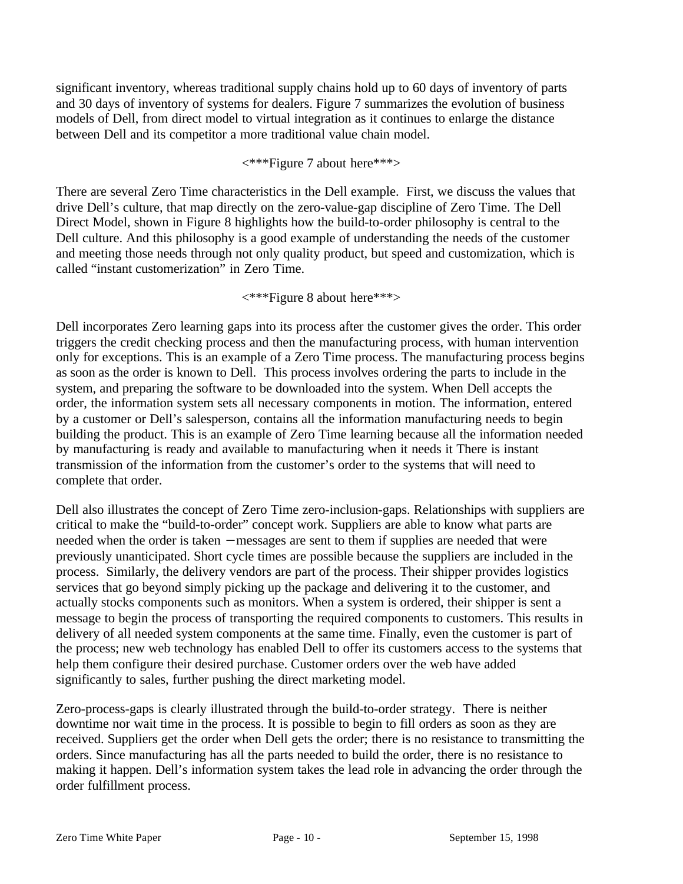significant inventory, whereas traditional supply chains hold up to 60 days of inventory of parts and 30 days of inventory of systems for dealers. Figure 7 summarizes the evolution of business models of Dell, from direct model to virtual integration as it continues to enlarge the distance between Dell and its competitor a more traditional value chain model.

<***Figure 7 about here***>

There are several Zero Time characteristics in the Dell example. First, we discuss the values that drive Dell's culture, that map directly on the zero-value-gap discipline of Zero Time. The Dell Direct Model, shown in Figure 8 highlights how the build-to-order philosophy is central to the Dell culture. And this philosophy is a good example of understanding the needs of the customer and meeting those needs through not only quality product, but speed and customization, which is called "instant customerization" in Zero Time.

<***Figure 8 about here***>

Dell incorporates Zero learning gaps into its process after the customer gives the order. This order triggers the credit checking process and then the manufacturing process, with human intervention only for exceptions. This is an example of a Zero Time process. The manufacturing process begins as soon as the order is known to Dell. This process involves ordering the parts to include in the system, and preparing the software to be downloaded into the system. When Dell accepts the order, the information system sets all necessary components in motion. The information, entered by a customer or Dell's salesperson, contains all the information manufacturing needs to begin building the product. This is an example of Zero Time learning because all the information needed by manufacturing is ready and available to manufacturing when it needs it There is instant transmission of the information from the customer's order to the systems that will need to complete that order.

Dell also illustrates the concept of Zero Time zero-inclusion-gaps. Relationships with suppliers are critical to make the "build-to-order" concept work. Suppliers are able to know what parts are needed when the order is taken – messages are sent to them if supplies are needed that were previously unanticipated. Short cycle times are possible because the suppliers are included in the process. Similarly, the delivery vendors are part of the process. Their shipper provides logistics services that go beyond simply picking up the package and delivering it to the customer, and actually stocks components such as monitors. When a system is ordered, their shipper is sent a message to begin the process of transporting the required components to customers. This results in delivery of all needed system components at the same time. Finally, even the customer is part of the process; new web technology has enabled Dell to offer its customers access to the systems that help them configure their desired purchase. Customer orders over the web have added significantly to sales, further pushing the direct marketing model.

Zero-process-gaps is clearly illustrated through the build-to-order strategy. There is neither downtime nor wait time in the process. It is possible to begin to fill orders as soon as they are received. Suppliers get the order when Dell gets the order; there is no resistance to transmitting the orders. Since manufacturing has all the parts needed to build the order, there is no resistance to making it happen. Dell's information system takes the lead role in advancing the order through the order fulfillment process.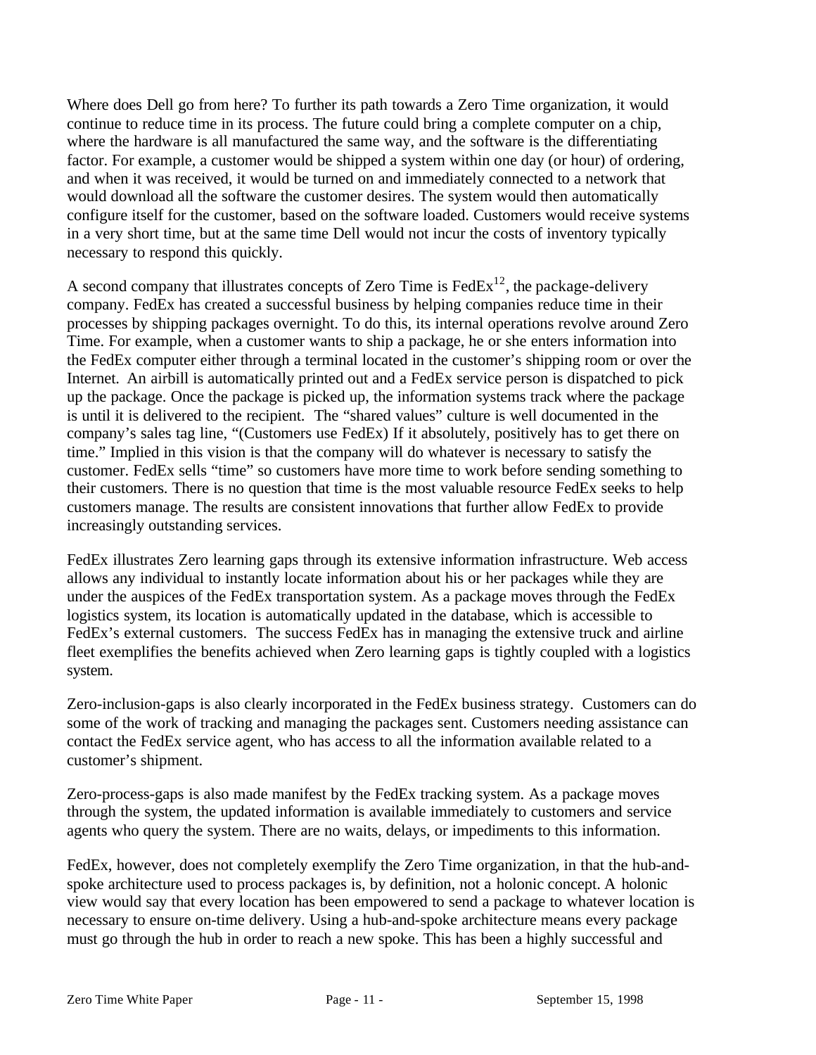Where does Dell go from here? To further its path towards a Zero Time organization, it would continue to reduce time in its process. The future could bring a complete computer on a chip, where the hardware is all manufactured the same way, and the software is the differentiating factor. For example, a customer would be shipped a system within one day (or hour) of ordering, and when it was received, it would be turned on and immediately connected to a network that would download all the software the customer desires. The system would then automatically configure itself for the customer, based on the software loaded. Customers would receive systems in a very short time, but at the same time Dell would not incur the costs of inventory typically necessary to respond this quickly.

A second company that illustrates concepts of Zero Time is FedEx[12], the package-delivery company. FedEx has created a successful business by helping companies reduce time in their processes by shipping packages overnight. To do this, its internal operations revolve around Zero Time. For example, when a customer wants to ship a package, he or she enters information into the FedEx computer either through a terminal located in the customer's shipping room or over the Internet. An airbill is automatically printed out and a FedEx service person is dispatched to pick up the package. Once the package is picked up, the information systems track where the package is until it is delivered to the recipient. The "shared values" culture is well documented in the company's sales tag line, "(Customers use FedEx) If it absolutely, positively has to get there on time." Implied in this vision is that the company will do whatever is necessary to satisfy the customer. FedEx sells "time" so customers have more time to work before sending something to their customers. There is no question that time is the most valuable resource FedEx seeks to help customers manage. The results are consistent innovations that further allow FedEx to provide increasingly outstanding services.

FedEx illustrates Zero learning gaps through its extensive information infrastructure. Web access allows any individual to instantly locate information about his or her packages while they are under the auspices of the FedEx transportation system. As a package moves through the FedEx logistics system, its location is automatically updated in the database, which is accessible to FedEx's external customers. The success FedEx has in managing the extensive truck and airline fleet exemplifies the benefits achieved when Zero learning gaps is tightly coupled with a logistics system.

Zero-inclusion-gaps is also clearly incorporated in the FedEx business strategy. Customers can do some of the work of tracking and managing the packages sent. Customers needing assistance can contact the FedEx service agent, who has access to all the information available related to a customer's shipment.

Zero-process-gaps is also made manifest by the FedEx tracking system. As a package moves through the system, the updated information is available immediately to customers and service agents who query the system. There are no waits, delays, or impediments to this information.

FedEx, however, does not completely exemplify the Zero Time organization, in that the hub-and-spoke architecture used to process packages is, by definition, not a holonic concept. A holonic view would say that every location has been empowered to send a package to whatever location is necessary to ensure on-time delivery. Using a hub-and-spoke architecture means every package must go through the hub in order to reach a new spoke. This has been a highly successful and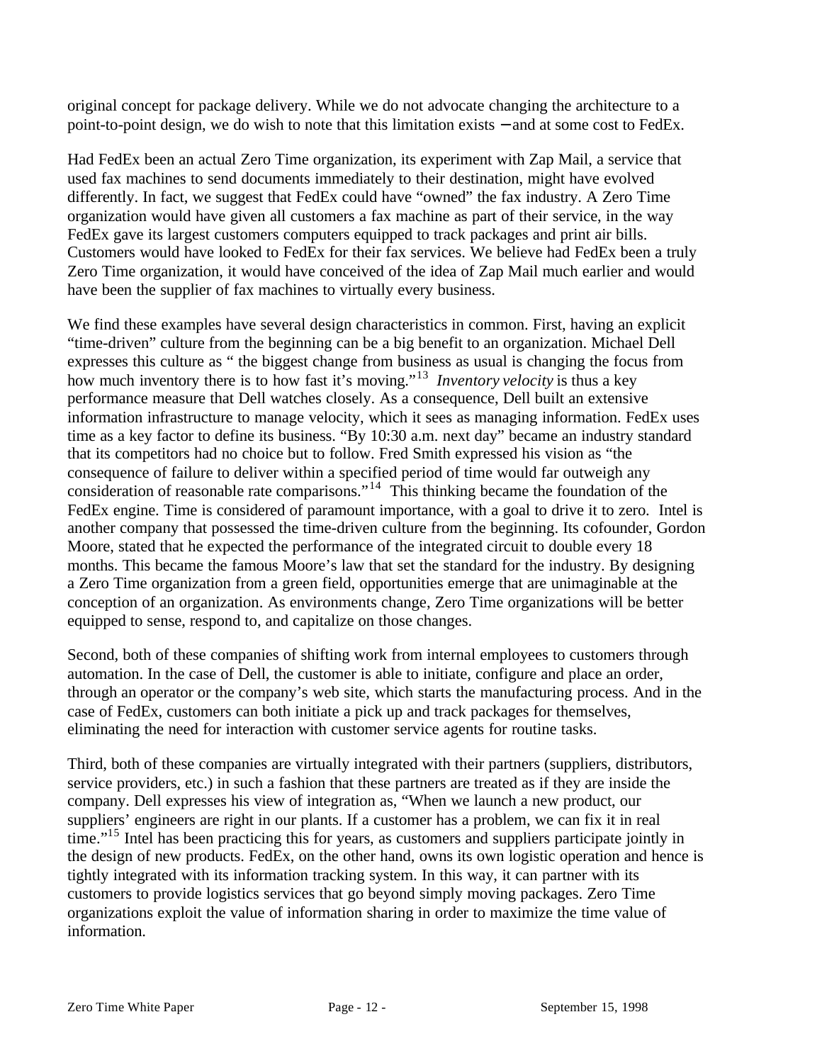original concept for package delivery. While we do not advocate changing the architecture to a point-to-point design, we do wish to note that this limitation exists – and at some cost to FedEx.

Had FedEx been an actual Zero Time organization, its experiment with Zap Mail, a service that used fax machines to send documents immediately to their destination, might have evolved differently. In fact, we suggest that FedEx could have "owned" the fax industry. A Zero Time organization would have given all customers a fax machine as part of their service, in the way FedEx gave its largest customers computers equipped to track packages and print air bills. Customers would have looked to FedEx for their fax services. We believe had FedEx been a truly Zero Time organization, it would have conceived of the idea of Zap Mail much earlier and would have been the supplier of fax machines to virtually every business.

We find these examples have several design characteristics in common. First, having an explicit "time-driven" culture from the beginning can be a big benefit to an organization. Michael Dell expresses this culture as " the biggest change from business as usual is changing the focus from how much inventory there is to how fast it's moving."[13] *Inventory velocity* is thus a key performance measure that Dell watches closely. As a consequence, Dell built an extensive information infrastructure to manage velocity, which it sees as managing information. FedEx uses time as a key factor to define its business. "By 10:30 a.m. next day" became an industry standard that its competitors had no choice but to follow. Fred Smith expressed his vision as "the consequence of failure to deliver within a specified period of time would far outweigh any consideration of reasonable rate comparisons."[14] This thinking became the foundation of the FedEx engine. Time is considered of paramount importance, with a goal to drive it to zero. Intel is another company that possessed the time-driven culture from the beginning. Its cofounder, Gordon Moore, stated that he expected the performance of the integrated circuit to double every 18 months. This became the famous Moore's law that set the standard for the industry. By designing a Zero Time organization from a green field, opportunities emerge that are unimaginable at the conception of an organization. As environments change, Zero Time organizations will be better equipped to sense, respond to, and capitalize on those changes.

Second, both of these companies of shifting work from internal employees to customers through automation. In the case of Dell, the customer is able to initiate, configure and place an order, through an operator or the company's web site, which starts the manufacturing process. And in the case of FedEx, customers can both initiate a pick up and track packages for themselves, eliminating the need for interaction with customer service agents for routine tasks.

Third, both of these companies are virtually integrated with their partners (suppliers, distributors, service providers, etc.) in such a fashion that these partners are treated as if they are inside the company. Dell expresses his view of integration as, "When we launch a new product, our suppliers' engineers are right in our plants. If a customer has a problem, we can fix it in real time."[15] Intel has been practicing this for years, as customers and suppliers participate jointly in the design of new products. FedEx, on the other hand, owns its own logistic operation and hence is tightly integrated with its information tracking system. In this way, it can partner with its customers to provide logistics services that go beyond simply moving packages. Zero Time organizations exploit the value of information sharing in order to maximize the time value of information.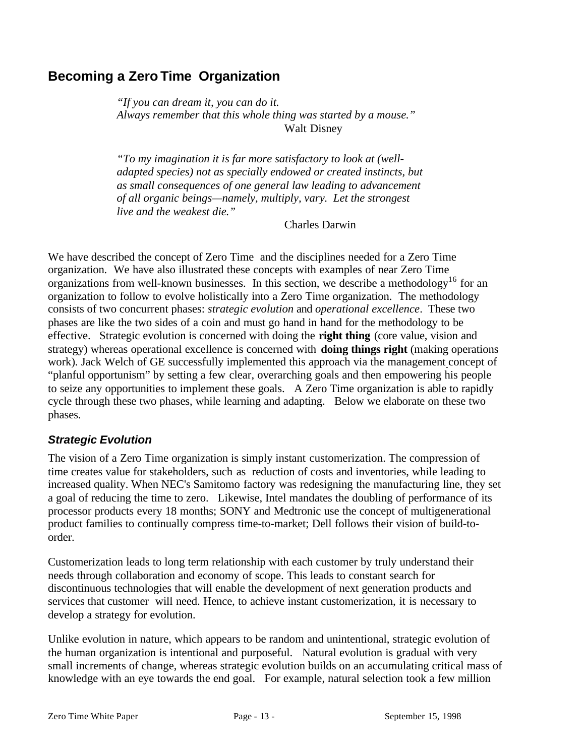## Becoming a Zero Time Organization

> *"If you can dream it, you can do it.*
> *Always remember that this whole thing was started by a mouse."*
> Walt Disney

> *"To my imagination it is far more satisfactory to look at (well-adapted species) not as specially endowed or created instincts, but as small consequences of one general law leading to advancement of all organic beings—namely, multiply, vary. Let the strongest live and the weakest die."*
> Charles Darwin

We have described the concept of Zero Time and the disciplines needed for a Zero Time organization. We have also illustrated these concepts with examples of near Zero Time organizations from well-known businesses. In this section, we describe a methodology[16] for an organization to follow to evolve holistically into a Zero Time organization. The methodology consists of two concurrent phases: *strategic evolution* and *operational excellence*. These two phases are like the two sides of a coin and must go hand in hand for the methodology to be effective. Strategic evolution is concerned with doing the **right thing** (core value, vision and strategy) whereas operational excellence is concerned with **doing things right** (making operations work). Jack Welch of GE successfully implemented this approach via the management concept of "planful opportunism" by setting a few clear, overarching goals and then empowering his people to seize any opportunities to implement these goals. A Zero Time organization is able to rapidly cycle through these two phases, while learning and adapting. Below we elaborate on these two phases.

### *Strategic Evolution*

The vision of a Zero Time organization is simply instant customerization. The compression of time creates value for stakeholders, such as reduction of costs and inventories, while leading to increased quality. When NEC's Samitomo factory was redesigning the manufacturing line, they set a goal of reducing the time to zero. Likewise, Intel mandates the doubling of performance of its processor products every 18 months; SONY and Medtronic use the concept of multigenerational product families to continually compress time-to-market; Dell follows their vision of build-to-order.

Customerization leads to long term relationship with each customer by truly understand their needs through collaboration and economy of scope. This leads to constant search for discontinuous technologies that will enable the development of next generation products and services that customer will need. Hence, to achieve instant customerization, it is necessary to develop a strategy for evolution.

Unlike evolution in nature, which appears to be random and unintentional, strategic evolution of the human organization is intentional and purposeful. Natural evolution is gradual with very small increments of change, whereas strategic evolution builds on an accumulating critical mass of knowledge with an eye towards the end goal. For example, natural selection took a few million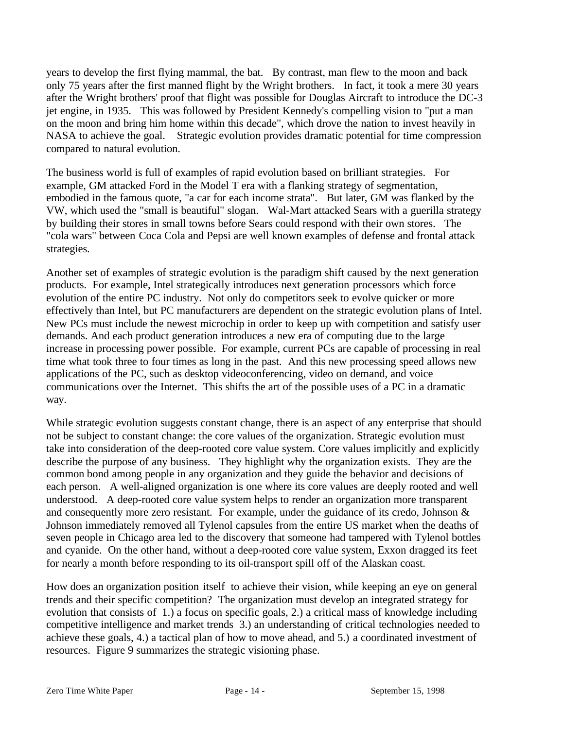years to develop the first flying mammal, the bat. By contrast, man flew to the moon and back only 75 years after the first manned flight by the Wright brothers. In fact, it took a mere 30 years after the Wright brothers' proof that flight was possible for Douglas Aircraft to introduce the DC-3 jet engine, in 1935. This was followed by President Kennedy's compelling vision to "put a man on the moon and bring him home within this decade", which drove the nation to invest heavily in NASA to achieve the goal. Strategic evolution provides dramatic potential for time compression compared to natural evolution.

The business world is full of examples of rapid evolution based on brilliant strategies. For example, GM attacked Ford in the Model T era with a flanking strategy of segmentation, embodied in the famous quote, "a car for each income strata". But later, GM was flanked by the VW, which used the "small is beautiful" slogan. Wal-Mart attacked Sears with a guerilla strategy by building their stores in small towns before Sears could respond with their own stores. The "cola wars" between Coca Cola and Pepsi are well known examples of defense and frontal attack strategies.

Another set of examples of strategic evolution is the paradigm shift caused by the next generation products. For example, Intel strategically introduces next generation processors which force evolution of the entire PC industry. Not only do competitors seek to evolve quicker or more effectively than Intel, but PC manufacturers are dependent on the strategic evolution plans of Intel. New PCs must include the newest microchip in order to keep up with competition and satisfy user demands. And each product generation introduces a new era of computing due to the large increase in processing power possible. For example, current PCs are capable of processing in real time what took three to four times as long in the past. And this new processing speed allows new applications of the PC, such as desktop videoconferencing, video on demand, and voice communications over the Internet. This shifts the art of the possible uses of a PC in a dramatic way.

While strategic evolution suggests constant change, there is an aspect of any enterprise that should not be subject to constant change: the core values of the organization. Strategic evolution must take into consideration of the deep-rooted core value system. Core values implicitly and explicitly describe the purpose of any business. They highlight why the organization exists. They are the common bond among people in any organization and they guide the behavior and decisions of each person. A well-aligned organization is one where its core values are deeply rooted and well understood. A deep-rooted core value system helps to render an organization more transparent and consequently more zero resistant. For example, under the guidance of its credo, Johnson & Johnson immediately removed all Tylenol capsules from the entire US market when the deaths of seven people in Chicago area led to the discovery that someone had tampered with Tylenol bottles and cyanide. On the other hand, without a deep-rooted core value system, Exxon dragged its feet for nearly a month before responding to its oil-transport spill off of the Alaskan coast.

How does an organization position itself to achieve their vision, while keeping an eye on general trends and their specific competition? The organization must develop an integrated strategy for evolution that consists of 1.) a focus on specific goals, 2.) a critical mass of knowledge including competitive intelligence and market trends 3.) an understanding of critical technologies needed to achieve these goals, 4.) a tactical plan of how to move ahead, and 5.) a coordinated investment of resources. Figure 9 summarizes the strategic visioning phase.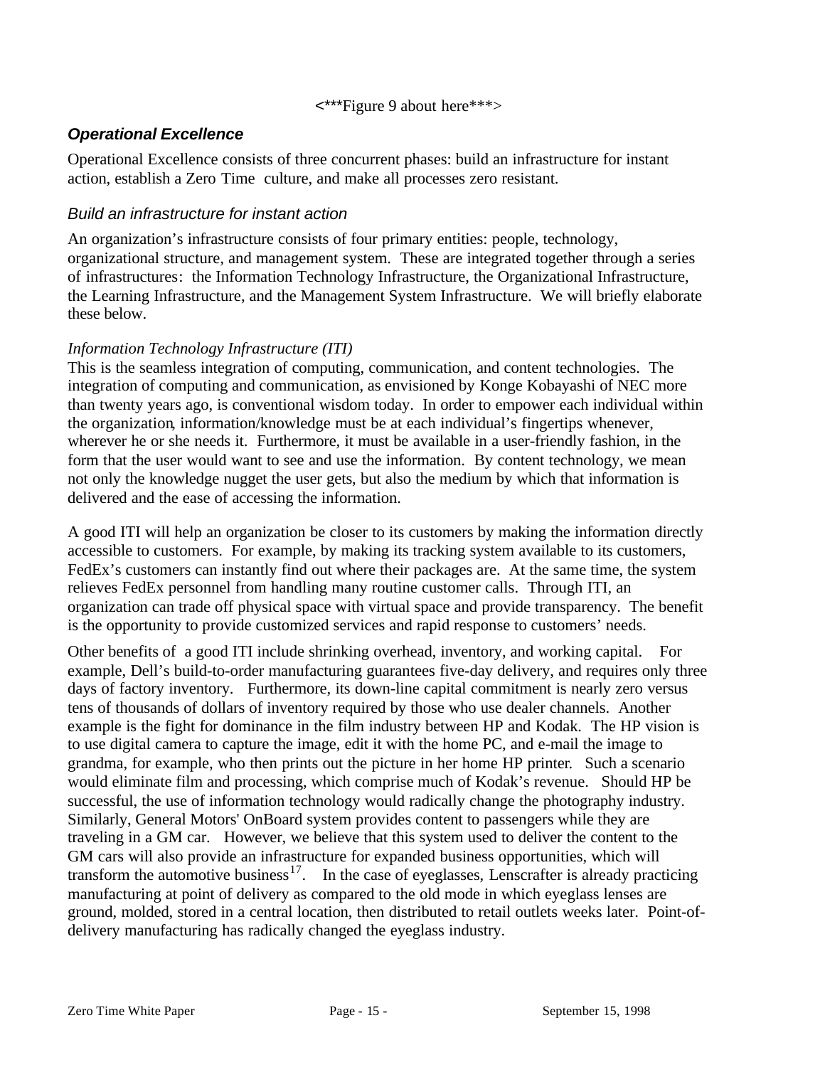<***Figure 9 about here***>

## *Operational Excellence*

Operational Excellence consists of three concurrent phases: build an infrastructure for instant action, establish a Zero Time culture, and make all processes zero resistant.

### *Build an infrastructure for instant action*

An organization's infrastructure consists of four primary entities: people, technology, organizational structure, and management system. These are integrated together through a series of infrastructures: the Information Technology Infrastructure, the Organizational Infrastructure, the Learning Infrastructure, and the Management System Infrastructure. We will briefly elaborate these below.

*Information Technology Infrastructure (ITI)*

This is the seamless integration of computing, communication, and content technologies. The integration of computing and communication, as envisioned by Konge Kobayashi of NEC more than twenty years ago, is conventional wisdom today. In order to empower each individual within the organization, information/knowledge must be at each individual's fingertips whenever, wherever he or she needs it. Furthermore, it must be available in a user-friendly fashion, in the form that the user would want to see and use the information. By content technology, we mean not only the knowledge nugget the user gets, but also the medium by which that information is delivered and the ease of accessing the information.

A good ITI will help an organization be closer to its customers by making the information directly accessible to customers. For example, by making its tracking system available to its customers, FedEx's customers can instantly find out where their packages are. At the same time, the system relieves FedEx personnel from handling many routine customer calls. Through ITI, an organization can trade off physical space with virtual space and provide transparency. The benefit is the opportunity to provide customized services and rapid response to customers' needs.

Other benefits of a good ITI include shrinking overhead, inventory, and working capital. For example, Dell's build-to-order manufacturing guarantees five-day delivery, and requires only three days of factory inventory. Furthermore, its down-line capital commitment is nearly zero versus tens of thousands of dollars of inventory required by those who use dealer channels. Another example is the fight for dominance in the film industry between HP and Kodak. The HP vision is to use digital camera to capture the image, edit it with the home PC, and e-mail the image to grandma, for example, who then prints out the picture in her home HP printer. Such a scenario would eliminate film and processing, which comprise much of Kodak's revenue. Should HP be successful, the use of information technology would radically change the photography industry. Similarly, General Motors' OnBoard system provides content to passengers while they are traveling in a GM car. However, we believe that this system used to deliver the content to the GM cars will also provide an infrastructure for expanded business opportunities, which will transform the automotive business[17]. In the case of eyeglasses, Lenscrafter is already practicing manufacturing at point of delivery as compared to the old mode in which eyeglass lenses are ground, molded, stored in a central location, then distributed to retail outlets weeks later. Point-of-delivery manufacturing has radically changed the eyeglass industry.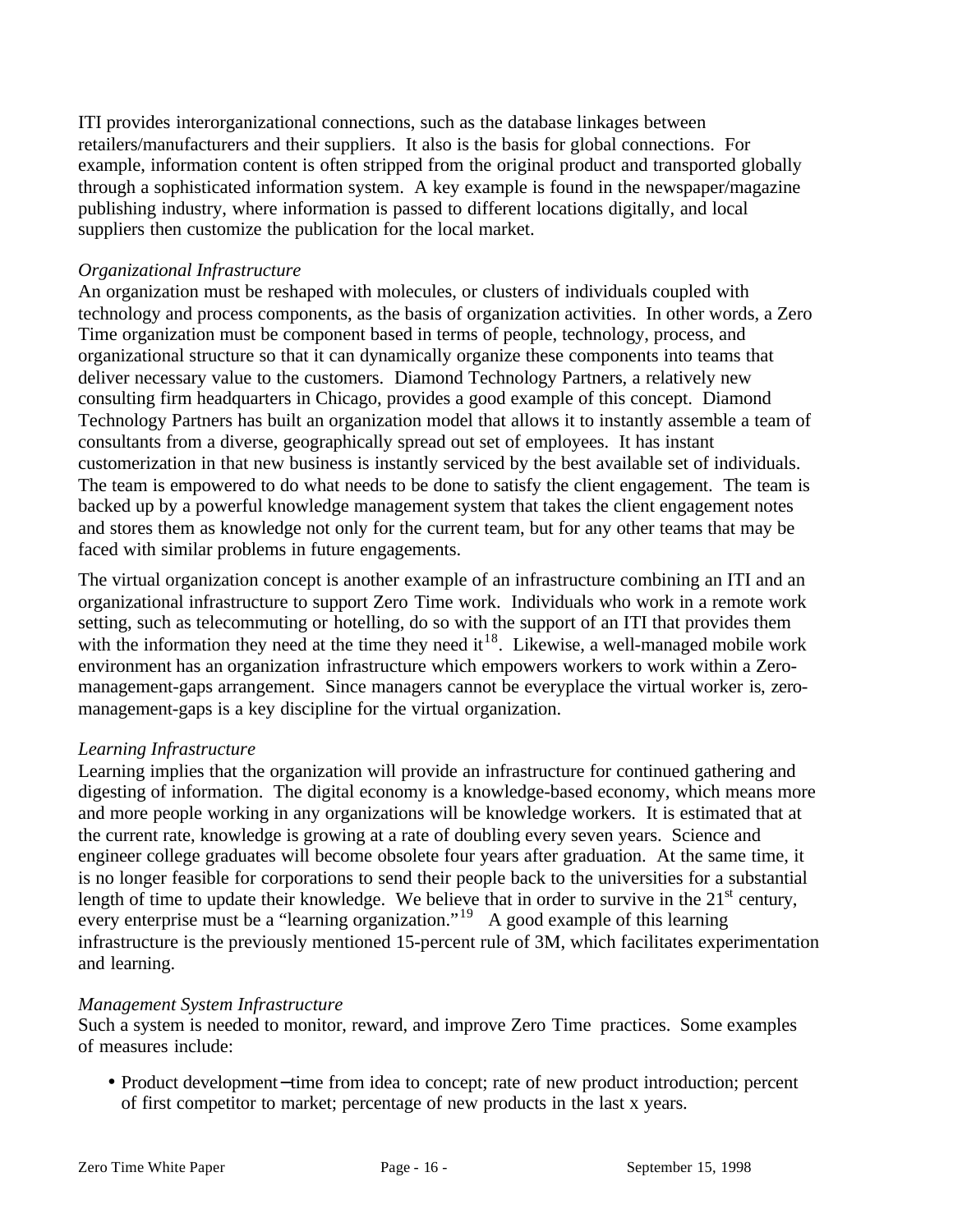ITI provides interorganizational connections, such as the database linkages between retailers/manufacturers and their suppliers. It also is the basis for global connections. For example, information content is often stripped from the original product and transported globally through a sophisticated information system. A key example is found in the newspaper/magazine publishing industry, where information is passed to different locations digitally, and local suppliers then customize the publication for the local market.

*Organizational Infrastructure*

An organization must be reshaped with molecules, or clusters of individuals coupled with technology and process components, as the basis of organization activities. In other words, a Zero Time organization must be component based in terms of people, technology, process, and organizational structure so that it can dynamically organize these components into teams that deliver necessary value to the customers. Diamond Technology Partners, a relatively new consulting firm headquarters in Chicago, provides a good example of this concept. Diamond Technology Partners has built an organization model that allows it to instantly assemble a team of consultants from a diverse, geographically spread out set of employees. It has instant customerization in that new business is instantly serviced by the best available set of individuals. The team is empowered to do what needs to be done to satisfy the client engagement. The team is backed up by a powerful knowledge management system that takes the client engagement notes and stores them as knowledge not only for the current team, but for any other teams that may be faced with similar problems in future engagements.

The virtual organization concept is another example of an infrastructure combining an ITI and an organizational infrastructure to support Zero Time work. Individuals who work in a remote work setting, such as telecommuting or hotelling, do so with the support of an ITI that provides them with the information they need at the time they need it[18]. Likewise, a well-managed mobile work environment has an organization infrastructure which empowers workers to work within a Zero-management-gaps arrangement. Since managers cannot be everyplace the virtual worker is, zero-management-gaps is a key discipline for the virtual organization.

*Learning Infrastructure*

Learning implies that the organization will provide an infrastructure for continued gathering and digesting of information. The digital economy is a knowledge-based economy, which means more and more people working in any organizations will be knowledge workers. It is estimated that at the current rate, knowledge is growing at a rate of doubling every seven years. Science and engineer college graduates will become obsolete four years after graduation. At the same time, it is no longer feasible for corporations to send their people back to the universities for a substantial length of time to update their knowledge. We believe that in order to survive in the 21st century, every enterprise must be a "learning organization."[19] A good example of this learning infrastructure is the previously mentioned 15-percent rule of 3M, which facilitates experimentation and learning.

*Management System Infrastructure*

Such a system is needed to monitor, reward, and improve Zero Time practices. Some examples of measures include:

- Product development−time from idea to concept; rate of new product introduction; percent of first competitor to market; percentage of new products in the last x years.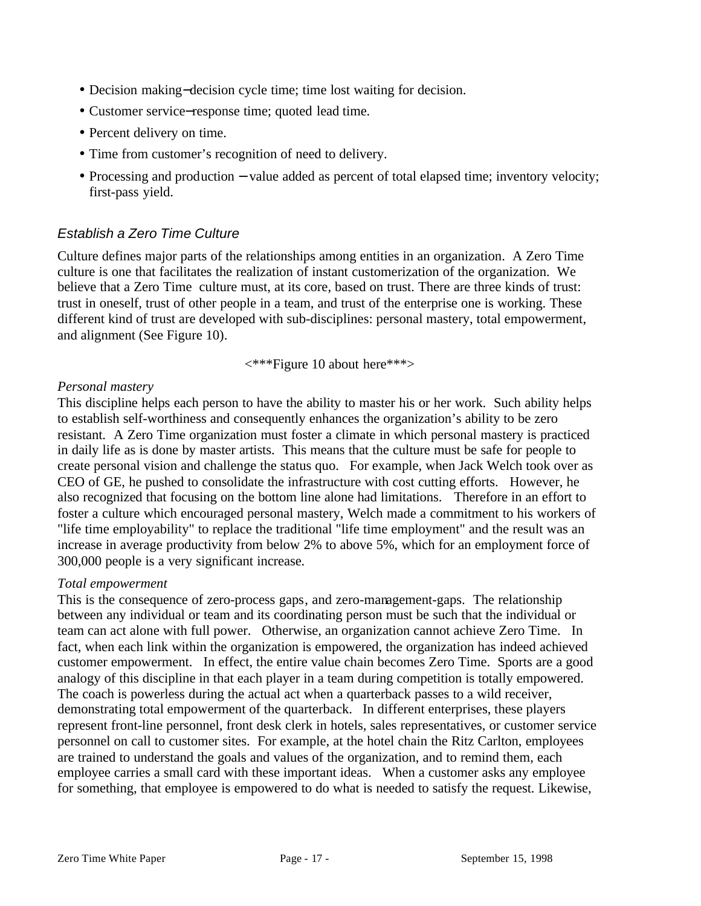- Decision making−decision cycle time; time lost waiting for decision.
- Customer service−response time; quoted lead time.
- Percent delivery on time.
- Time from customer's recognition of need to delivery.
- Processing and production − value added as percent of total elapsed time; inventory velocity; first-pass yield.

### *Establish a Zero Time Culture*

Culture defines major parts of the relationships among entities in an organization. A Zero Time culture is one that facilitates the realization of instant customerization of the organization. We believe that a Zero Time culture must, at its core, based on trust. There are three kinds of trust: trust in oneself, trust of other people in a team, and trust of the enterprise one is working. These different kind of trust are developed with sub-disciplines: personal mastery, total empowerment, and alignment (See Figure 10).

<***Figure 10 about here***>

*Personal mastery*

This discipline helps each person to have the ability to master his or her work. Such ability helps to establish self-worthiness and consequently enhances the organization's ability to be zero resistant. A Zero Time organization must foster a climate in which personal mastery is practiced in daily life as is done by master artists. This means that the culture must be safe for people to create personal vision and challenge the status quo. For example, when Jack Welch took over as CEO of GE, he pushed to consolidate the infrastructure with cost cutting efforts. However, he also recognized that focusing on the bottom line alone had limitations. Therefore in an effort to foster a culture which encouraged personal mastery, Welch made a commitment to his workers of "life time employability" to replace the traditional "life time employment" and the result was an increase in average productivity from below 2% to above 5%, which for an employment force of 300,000 people is a very significant increase.

*Total empowerment*

This is the consequence of zero-process gaps, and zero-management-gaps. The relationship between any individual or team and its coordinating person must be such that the individual or team can act alone with full power. Otherwise, an organization cannot achieve Zero Time. In fact, when each link within the organization is empowered, the organization has indeed achieved customer empowerment. In effect, the entire value chain becomes Zero Time. Sports are a good analogy of this discipline in that each player in a team during competition is totally empowered. The coach is powerless during the actual act when a quarterback passes to a wild receiver, demonstrating total empowerment of the quarterback. In different enterprises, these players represent front-line personnel, front desk clerk in hotels, sales representatives, or customer service personnel on call to customer sites. For example, at the hotel chain the Ritz Carlton, employees are trained to understand the goals and values of the organization, and to remind them, each employee carries a small card with these important ideas. When a customer asks any employee for something, that employee is empowered to do what is needed to satisfy the request. Likewise,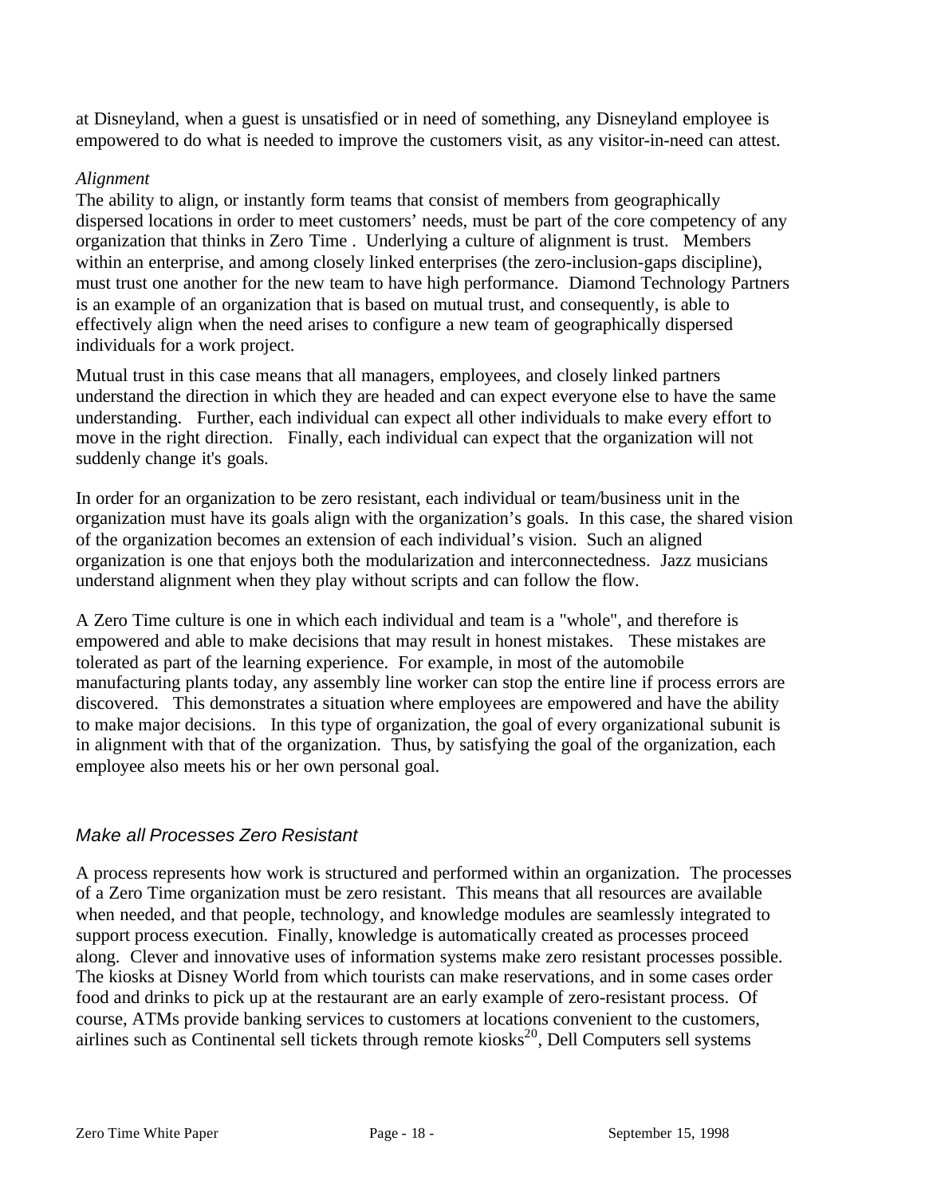at Disneyland, when a guest is unsatisfied or in need of something, any Disneyland employee is empowered to do what is needed to improve the customers visit, as any visitor-in-need can attest.

*Alignment*

The ability to align, or instantly form teams that consist of members from geographically dispersed locations in order to meet customers' needs, must be part of the core competency of any organization that thinks in Zero Time . Underlying a culture of alignment is trust. Members within an enterprise, and among closely linked enterprises (the zero-inclusion-gaps discipline), must trust one another for the new team to have high performance. Diamond Technology Partners is an example of an organization that is based on mutual trust, and consequently, is able to effectively align when the need arises to configure a new team of geographically dispersed individuals for a work project.

Mutual trust in this case means that all managers, employees, and closely linked partners understand the direction in which they are headed and can expect everyone else to have the same understanding. Further, each individual can expect all other individuals to make every effort to move in the right direction. Finally, each individual can expect that the organization will not suddenly change it's goals.

In order for an organization to be zero resistant, each individual or team/business unit in the organization must have its goals align with the organization's goals. In this case, the shared vision of the organization becomes an extension of each individual's vision. Such an aligned organization is one that enjoys both the modularization and interconnectedness. Jazz musicians understand alignment when they play without scripts and can follow the flow.

A Zero Time culture is one in which each individual and team is a "whole", and therefore is empowered and able to make decisions that may result in honest mistakes. These mistakes are tolerated as part of the learning experience. For example, in most of the automobile manufacturing plants today, any assembly line worker can stop the entire line if process errors are discovered. This demonstrates a situation where employees are empowered and have the ability to make major decisions. In this type of organization, the goal of every organizational subunit is in alignment with that of the organization. Thus, by satisfying the goal of the organization, each employee also meets his or her own personal goal.

### *Make all Processes Zero Resistant*

A process represents how work is structured and performed within an organization. The processes of a Zero Time organization must be zero resistant. This means that all resources are available when needed, and that people, technology, and knowledge modules are seamlessly integrated to support process execution. Finally, knowledge is automatically created as processes proceed along. Clever and innovative uses of information systems make zero resistant processes possible. The kiosks at Disney World from which tourists can make reservations, and in some cases order food and drinks to pick up at the restaurant are an early example of zero-resistant process. Of course, ATMs provide banking services to customers at locations convenient to the customers, airlines such as Continental sell tickets through remote kiosks[20], Dell Computers sell systems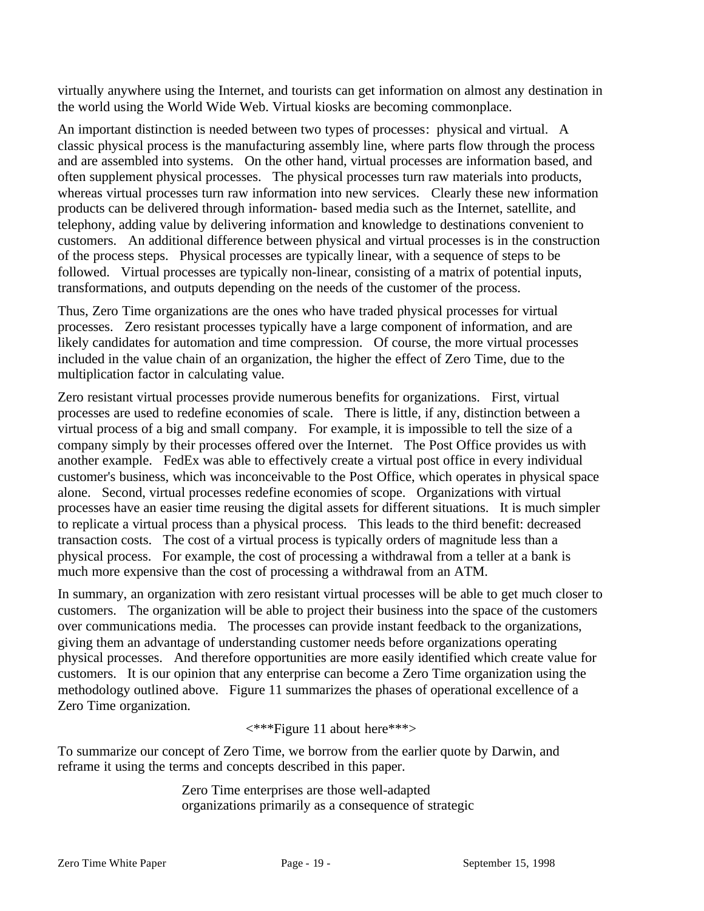virtually anywhere using the Internet, and tourists can get information on almost any destination in the world using the World Wide Web. Virtual kiosks are becoming commonplace.

An important distinction is needed between two types of processes: physical and virtual. A classic physical process is the manufacturing assembly line, where parts flow through the process and are assembled into systems. On the other hand, virtual processes are information based, and often supplement physical processes. The physical processes turn raw materials into products, whereas virtual processes turn raw information into new services. Clearly these new information products can be delivered through information- based media such as the Internet, satellite, and telephony, adding value by delivering information and knowledge to destinations convenient to customers. An additional difference between physical and virtual processes is in the construction of the process steps. Physical processes are typically linear, with a sequence of steps to be followed. Virtual processes are typically non-linear, consisting of a matrix of potential inputs, transformations, and outputs depending on the needs of the customer of the process.

Thus, Zero Time organizations are the ones who have traded physical processes for virtual processes. Zero resistant processes typically have a large component of information, and are likely candidates for automation and time compression. Of course, the more virtual processes included in the value chain of an organization, the higher the effect of Zero Time, due to the multiplication factor in calculating value.

Zero resistant virtual processes provide numerous benefits for organizations. First, virtual processes are used to redefine economies of scale. There is little, if any, distinction between a virtual process of a big and small company. For example, it is impossible to tell the size of a company simply by their processes offered over the Internet. The Post Office provides us with another example. FedEx was able to effectively create a virtual post office in every individual customer's business, which was inconceivable to the Post Office, which operates in physical space alone. Second, virtual processes redefine economies of scope. Organizations with virtual processes have an easier time reusing the digital assets for different situations. It is much simpler to replicate a virtual process than a physical process. This leads to the third benefit: decreased transaction costs. The cost of a virtual process is typically orders of magnitude less than a physical process. For example, the cost of processing a withdrawal from a teller at a bank is much more expensive than the cost of processing a withdrawal from an ATM.

In summary, an organization with zero resistant virtual processes will be able to get much closer to customers. The organization will be able to project their business into the space of the customers over communications media. The processes can provide instant feedback to the organizations, giving them an advantage of understanding customer needs before organizations operating physical processes. And therefore opportunities are more easily identified which create value for customers. It is our opinion that any enterprise can become a Zero Time organization using the methodology outlined above. Figure 11 summarizes the phases of operational excellence of a Zero Time organization.

<***Figure 11 about here***>

To summarize our concept of Zero Time, we borrow from the earlier quote by Darwin, and reframe it using the terms and concepts described in this paper.

> Zero Time enterprises are those well-adapted organizations primarily as a consequence of strategic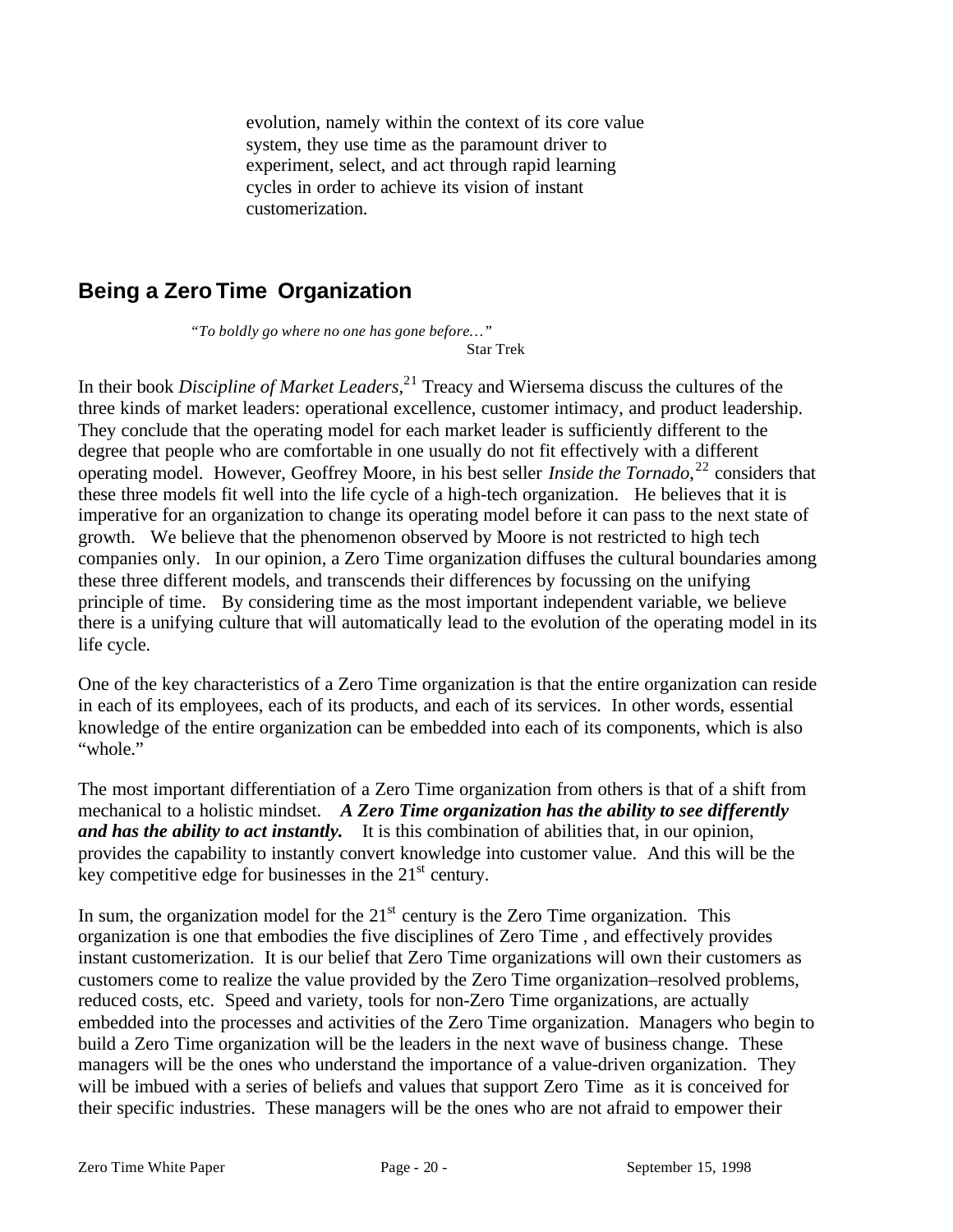evolution, namely within the context of its core value system, they use time as the paramount driver to experiment, select, and act through rapid learning cycles in order to achieve its vision of instant customerization.

## Being a Zero Time Organization

> *"To boldly go where no one has gone before…"*
>
> Star Trek

In their book *Discipline of Market Leaders*,[21] Treacy and Wiersema discuss the cultures of the three kinds of market leaders: operational excellence, customer intimacy, and product leadership. They conclude that the operating model for each market leader is sufficiently different to the degree that people who are comfortable in one usually do not fit effectively with a different operating model. However, Geoffrey Moore, in his best seller *Inside the Tornado*,[22] considers that these three models fit well into the life cycle of a high-tech organization. He believes that it is imperative for an organization to change its operating model before it can pass to the next state of growth. We believe that the phenomenon observed by Moore is not restricted to high tech companies only. In our opinion, a Zero Time organization diffuses the cultural boundaries among these three different models, and transcends their differences by focussing on the unifying principle of time. By considering time as the most important independent variable, we believe there is a unifying culture that will automatically lead to the evolution of the operating model in its life cycle.

One of the key characteristics of a Zero Time organization is that the entire organization can reside in each of its employees, each of its products, and each of its services. In other words, essential knowledge of the entire organization can be embedded into each of its components, which is also "whole."

The most important differentiation of a Zero Time organization from others is that of a shift from mechanical to a holistic mindset. ***A Zero Time organization has the ability to see differently and has the ability to act instantly.*** It is this combination of abilities that, in our opinion, provides the capability to instantly convert knowledge into customer value. And this will be the key competitive edge for businesses in the 21st century.

In sum, the organization model for the 21st century is the Zero Time organization. This organization is one that embodies the five disciplines of Zero Time , and effectively provides instant customerization. It is our belief that Zero Time organizations will own their customers as customers come to realize the value provided by the Zero Time organization–resolved problems, reduced costs, etc. Speed and variety, tools for non-Zero Time organizations, are actually embedded into the processes and activities of the Zero Time organization. Managers who begin to build a Zero Time organization will be the leaders in the next wave of business change. These managers will be the ones who understand the importance of a value-driven organization. They will be imbued with a series of beliefs and values that support Zero Time as it is conceived for their specific industries. These managers will be the ones who are not afraid to empower their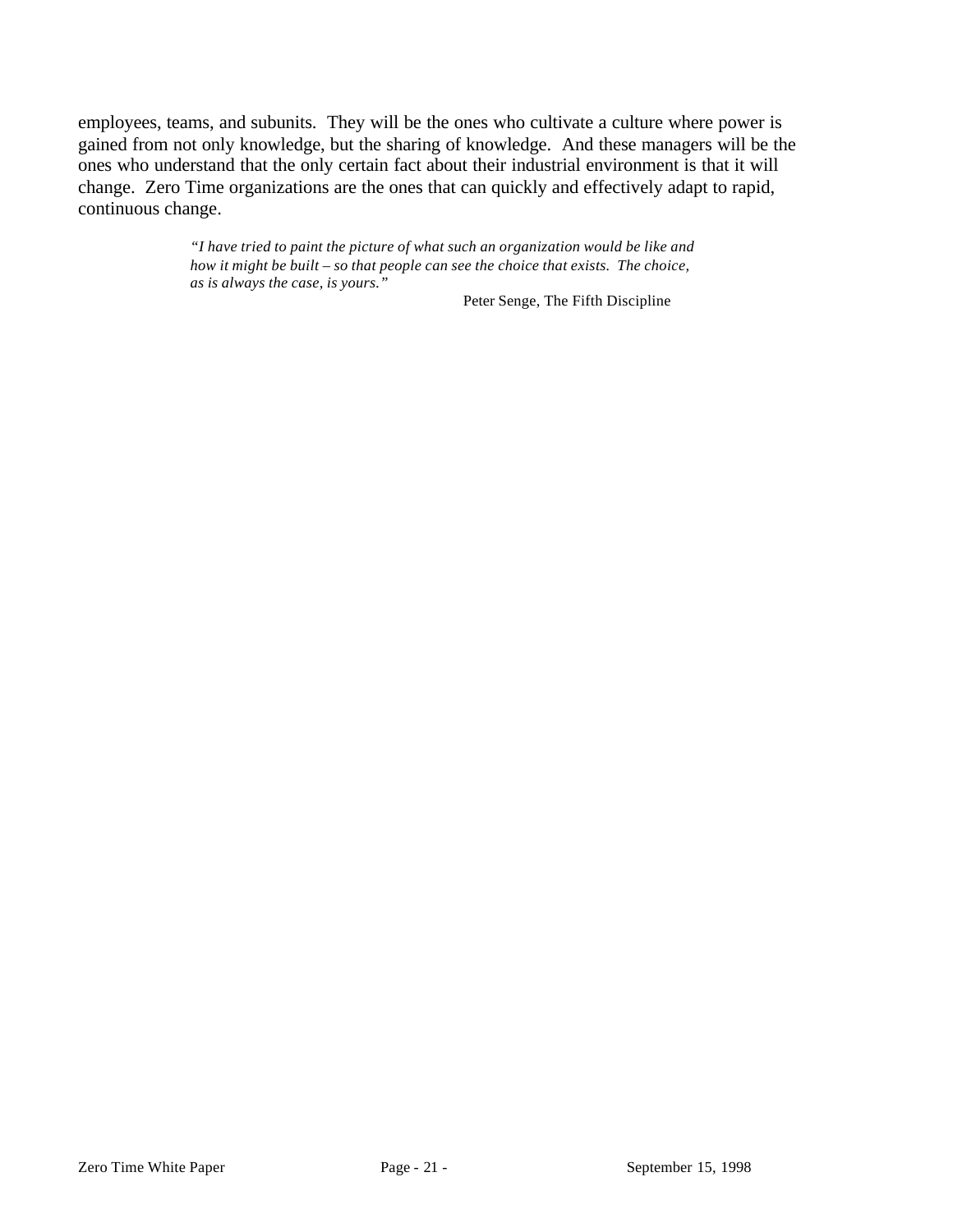employees, teams, and subunits. They will be the ones who cultivate a culture where power is gained from not only knowledge, but the sharing of knowledge. And these managers will be the ones who understand that the only certain fact about their industrial environment is that it will change. Zero Time organizations are the ones that can quickly and effectively adapt to rapid, continuous change.

> *"I have tried to paint the picture of what such an organization would be like and how it might be built – so that people can see the choice that exists. The choice, as is always the case, is yours."*
>
> Peter Senge, The Fifth Discipline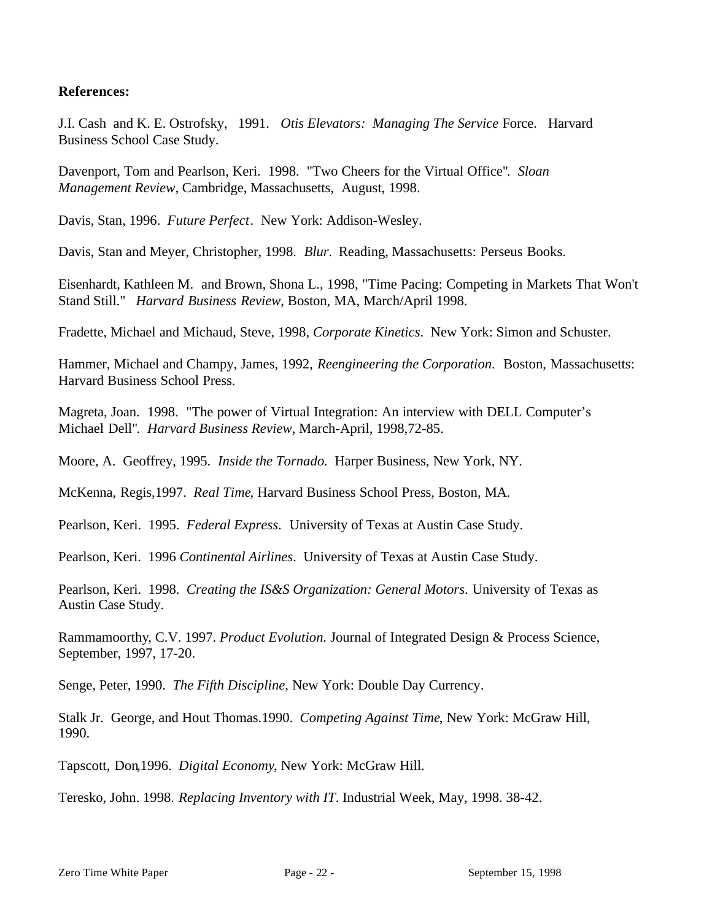**References:**

J.I. Cash and K. E. Ostrofsky, 1991. *Otis Elevators: Managing The Service* Force. Harvard Business School Case Study.

Davenport, Tom and Pearlson, Keri. 1998. "Two Cheers for the Virtual Office". *Sloan Management Review*, Cambridge, Massachusetts, August, 1998.

Davis, Stan, 1996. *Future Perfect*. New York: Addison-Wesley.

Davis, Stan and Meyer, Christopher, 1998. *Blur*. Reading, Massachusetts: Perseus Books.

Eisenhardt, Kathleen M. and Brown, Shona L., 1998, "Time Pacing: Competing in Markets That Won't Stand Still." *Harvard Business Review*, Boston, MA, March/April 1998.

Fradette, Michael and Michaud, Steve, 1998, *Corporate Kinetics*. New York: Simon and Schuster.

Hammer, Michael and Champy, James, 1992, *Reengineering the Corporation*. Boston, Massachusetts: Harvard Business School Press.

Magreta, Joan. 1998. "The power of Virtual Integration: An interview with DELL Computer's Michael Dell". *Harvard Business Review*, March-April, 1998,72-85.

Moore, A. Geoffrey, 1995. *Inside the Tornado.* Harper Business, New York, NY.

McKenna, Regis,1997. *Real Time*, Harvard Business School Press, Boston, MA.

Pearlson, Keri. 1995. *Federal Express*. University of Texas at Austin Case Study.

Pearlson, Keri. 1996 *Continental Airlines*. University of Texas at Austin Case Study.

Pearlson, Keri. 1998. *Creating the IS&S Organization: General Motors*. University of Texas as Austin Case Study.

Rammamoorthy, C.V. 1997. *Product Evolution.* Journal of Integrated Design & Process Science, September, 1997, 17-20.

Senge, Peter, 1990. *The Fifth Discipline*, New York: Double Day Currency.

Stalk Jr. George, and Hout Thomas.1990. *Competing Against Time*, New York: McGraw Hill, 1990.

Tapscott, Don,1996. *Digital Economy*, New York: McGraw Hill.

Teresko, John. 1998. *Replacing Inventory with IT*. Industrial Week, May, 1998. 38-42.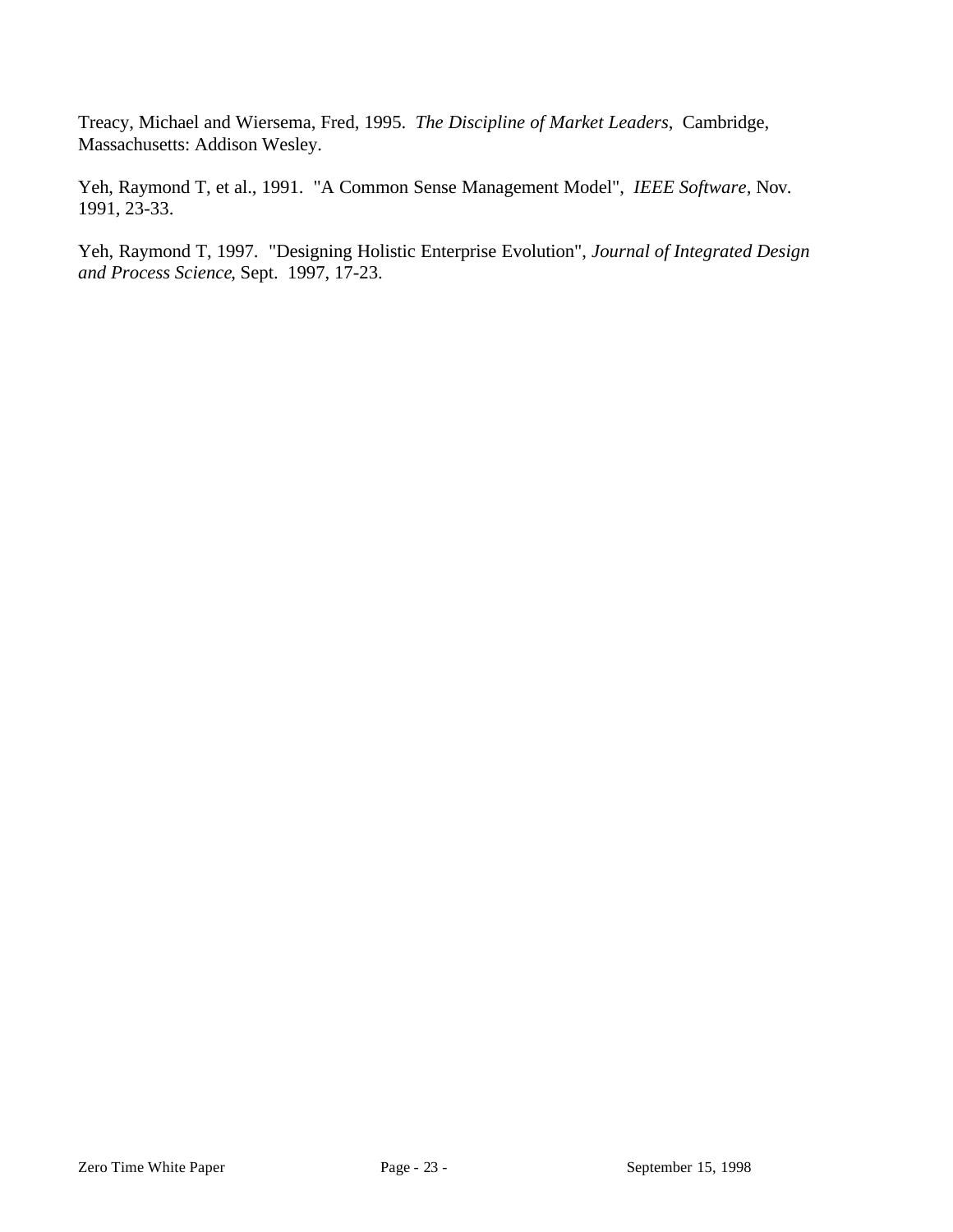Treacy, Michael and Wiersema, Fred, 1995. *The Discipline of Market Leaders*, Cambridge, Massachusetts: Addison Wesley.

Yeh, Raymond T, et al., 1991. "A Common Sense Management Model", *IEEE Software*, Nov. 1991, 23-33.

Yeh, Raymond T, 1997. "Designing Holistic Enterprise Evolution", *Journal of Integrated Design and Process Science*, Sept. 1997, 17-23.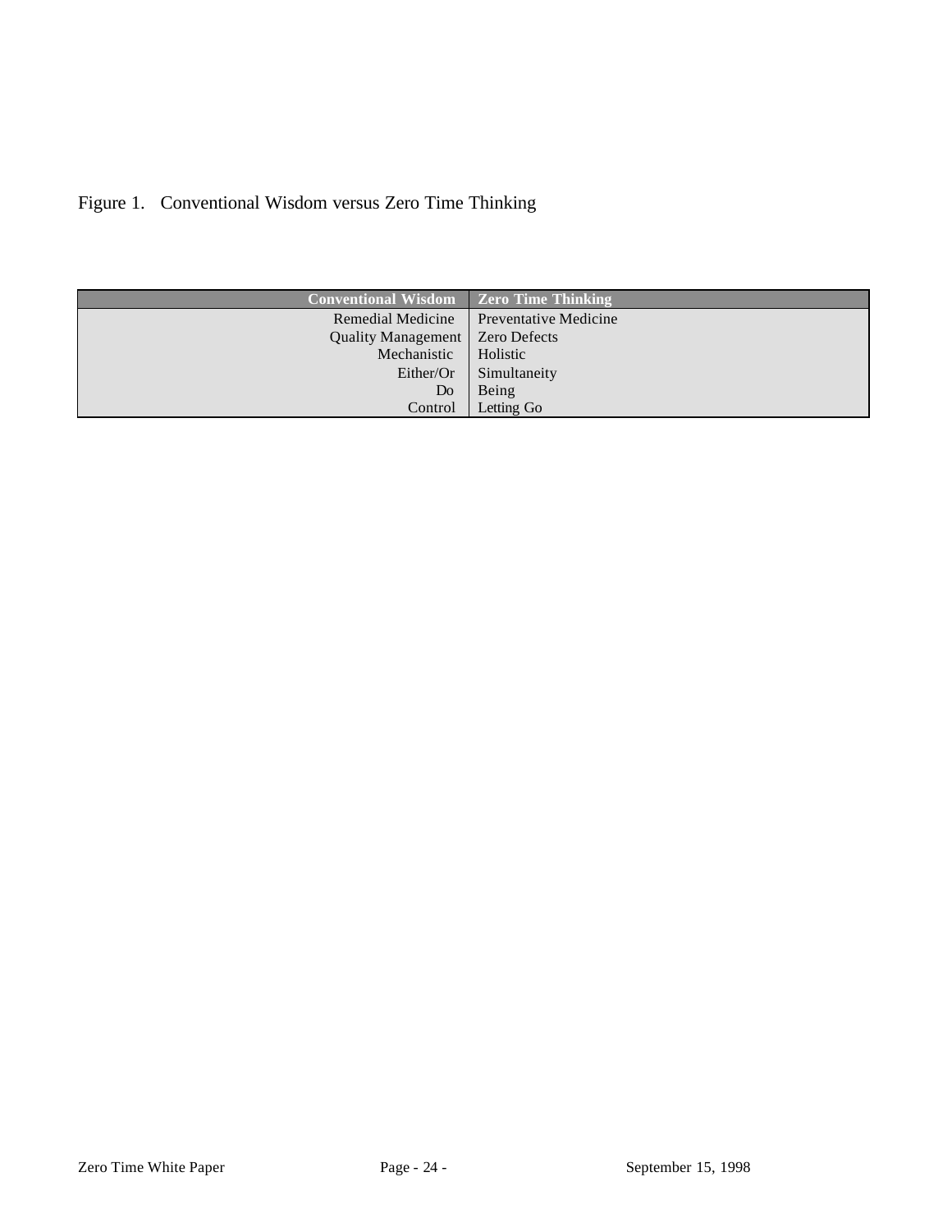Figure 1. Conventional Wisdom versus Zero Time Thinking

| Conventional Wisdom | Zero Time Thinking |
|---|---|
| Remedial Medicine | Preventative Medicine |
| Quality Management | Zero Defects |
| Mechanistic | Holistic |
| Either/Or | Simultaneity |
| Do | Being |
| Control | Letting Go |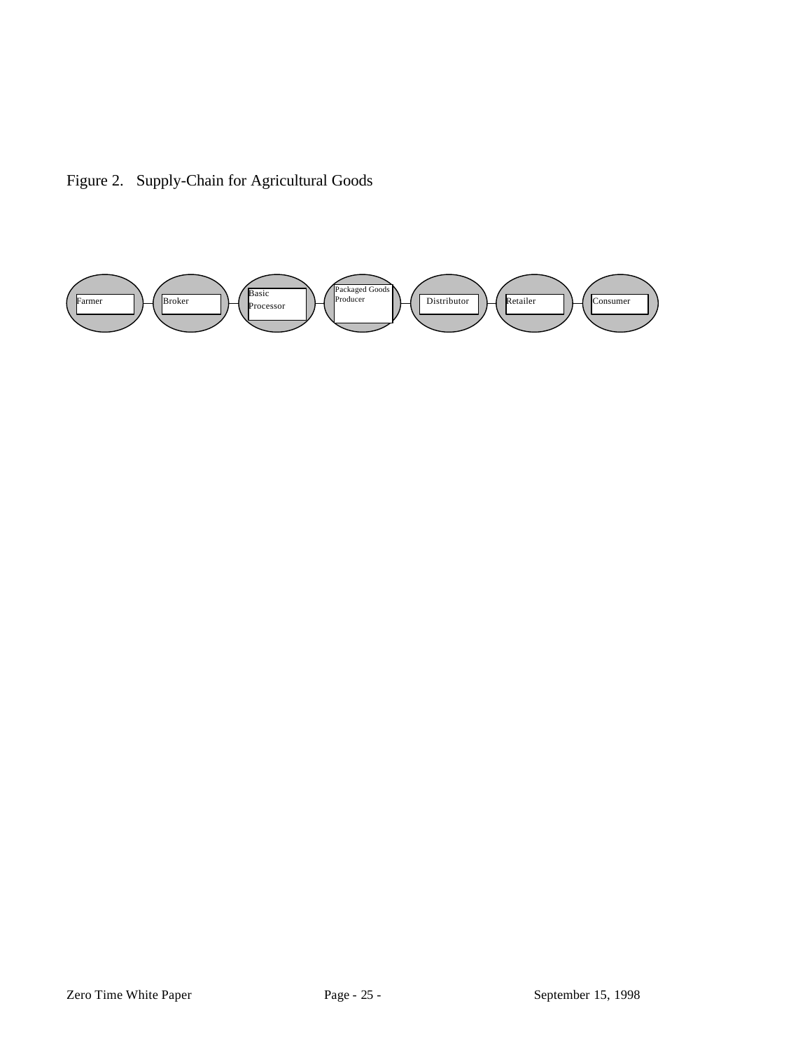Figure 2. Supply-Chain for Agricultural Goods

Farmer — Broker — Basic Processor — Packaged Goods Producer — Distributor — Retailer — Consumer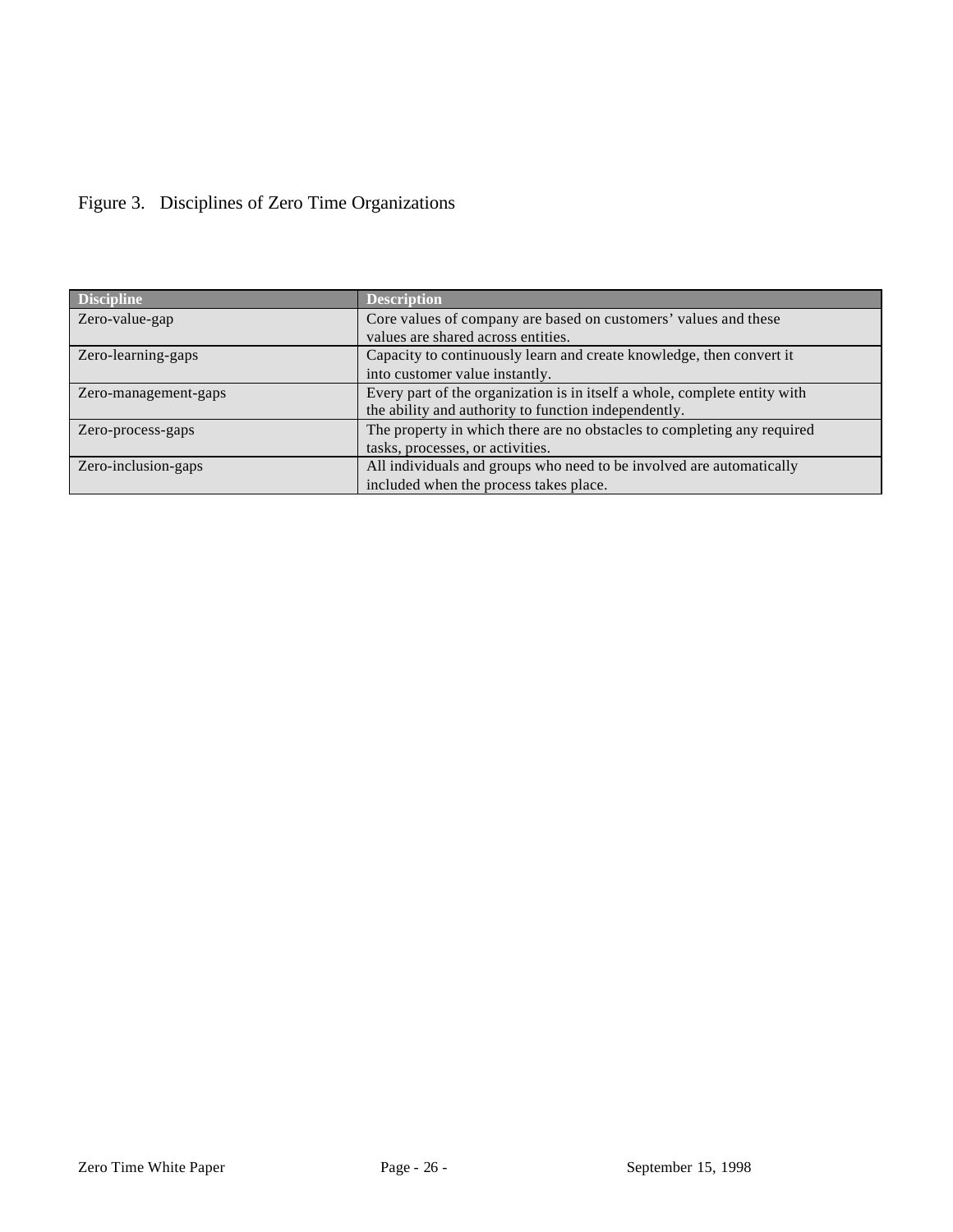Figure 3. Disciplines of Zero Time Organizations

| Discipline | Description |
|---|---|
| Zero-value-gap | Core values of company are based on customers' values and these values are shared across entities. |
| Zero-learning-gaps | Capacity to continuously learn and create knowledge, then convert it into customer value instantly. |
| Zero-management-gaps | Every part of the organization is in itself a whole, complete entity with the ability and authority to function independently. |
| Zero-process-gaps | The property in which there are no obstacles to completing any required tasks, processes, or activities. |
| Zero-inclusion-gaps | All individuals and groups who need to be involved are automatically included when the process takes place. |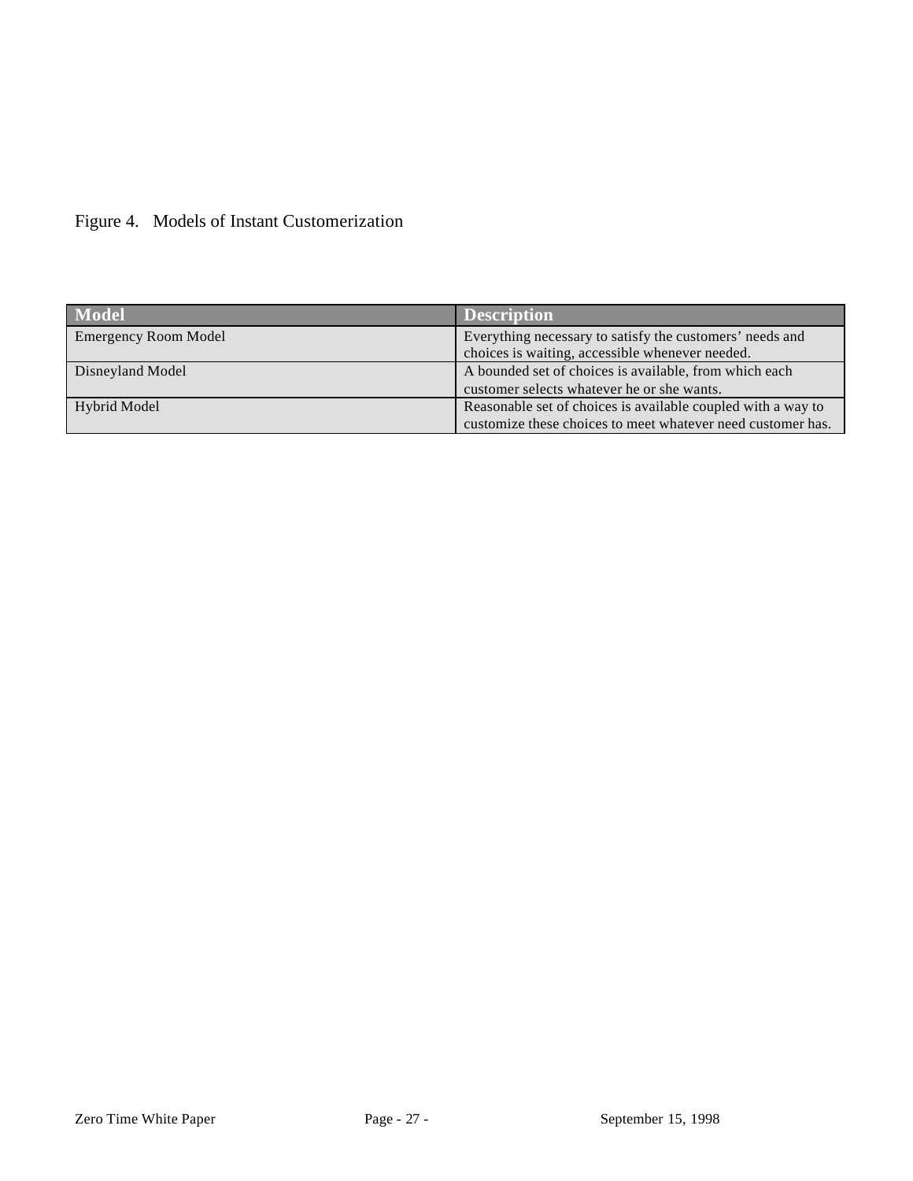Figure 4. Models of Instant Customerization

| Model | Description |
| --- | --- |
| Emergency Room Model | Everything necessary to satisfy the customers' needs and choices is waiting, accessible whenever needed. |
| Disneyland Model | A bounded set of choices is available, from which each customer selects whatever he or she wants. |
| Hybrid Model | Reasonable set of choices is available coupled with a way to customize these choices to meet whatever need customer has. |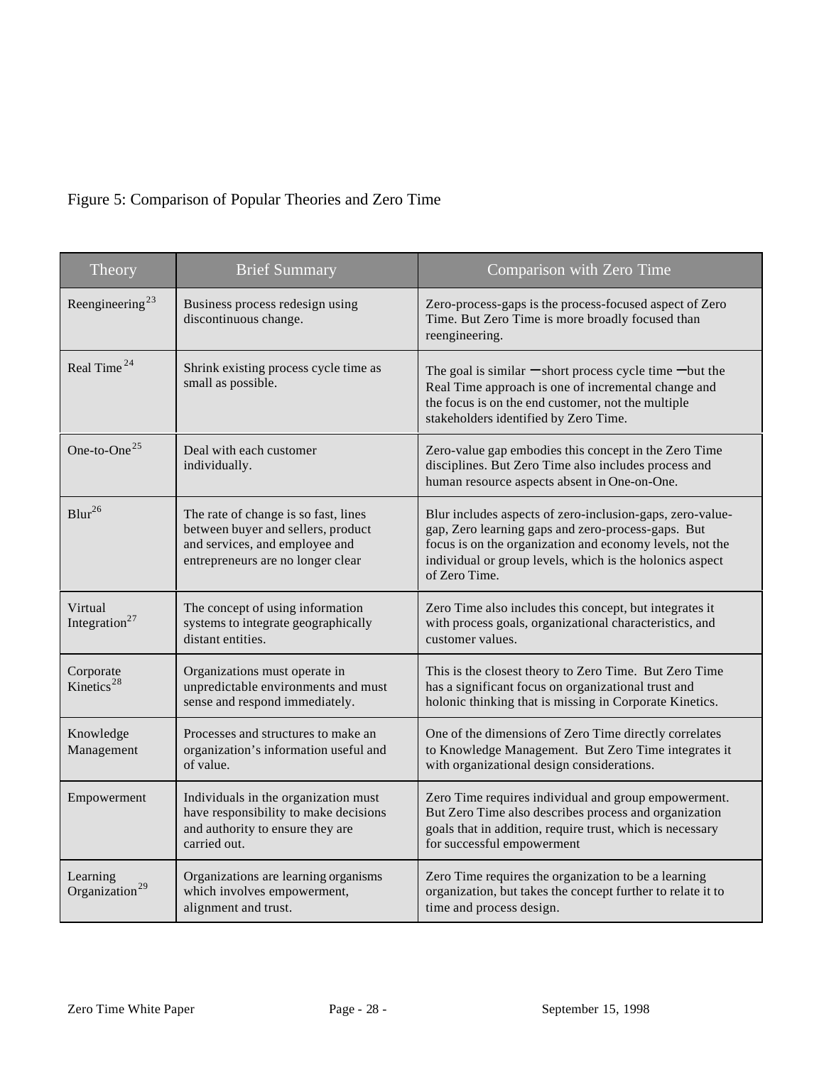Figure 5: Comparison of Popular Theories and Zero Time

| Theory | Brief Summary | Comparison with Zero Time |
| --- | --- | --- |
| Reengineering[23] | Business process redesign using discontinuous change. | Zero-process-gaps is the process-focused aspect of Zero Time. But Zero Time is more broadly focused than reengineering. |
| Real Time[24] | Shrink existing process cycle time as small as possible. | The goal is similar – short process cycle time – but the Real Time approach is one of incremental change and the focus is on the end customer, not the multiple stakeholders identified by Zero Time. |
| One-to-One[25] | Deal with each customer individually. | Zero-value gap embodies this concept in the Zero Time disciplines. But Zero Time also includes process and human resource aspects absent in One-on-One. |
| Blur[26] | The rate of change is so fast, lines between buyer and sellers, product and services, and employee and entrepreneurs are no longer clear | Blur includes aspects of zero-inclusion-gaps, zero-value-gap, Zero learning gaps and zero-process-gaps. But focus is on the organization and economy levels, not the individual or group levels, which is the holonics aspect of Zero Time. |
| Virtual Integration[27] | The concept of using information systems to integrate geographically distant entities. | Zero Time also includes this concept, but integrates it with process goals, organizational characteristics, and customer values. |
| Corporate Kinetics[28] | Organizations must operate in unpredictable environments and must sense and respond immediately. | This is the closest theory to Zero Time. But Zero Time has a significant focus on organizational trust and holonic thinking that is missing in Corporate Kinetics. |
| Knowledge Management | Processes and structures to make an organization's information useful and of value. | One of the dimensions of Zero Time directly correlates to Knowledge Management. But Zero Time integrates it with organizational design considerations. |
| Empowerment | Individuals in the organization must have responsibility to make decisions and authority to ensure they are carried out. | Zero Time requires individual and group empowerment. But Zero Time also describes process and organization goals that in addition, require trust, which is necessary for successful empowerment |
| Learning Organization[29] | Organizations are learning organisms which involves empowerment, alignment and trust. | Zero Time requires the organization to be a learning organization, but takes the concept further to relate it to time and process design. |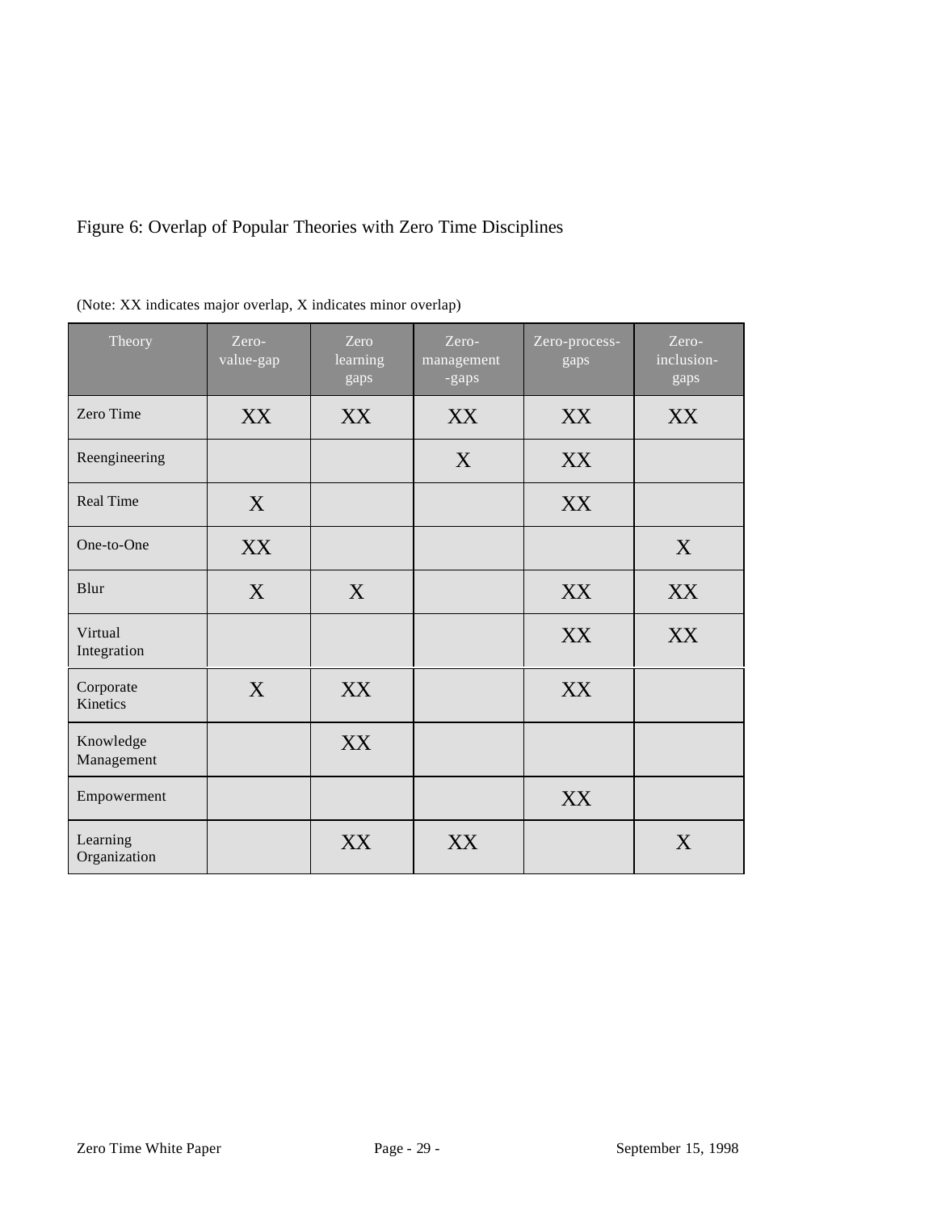Figure 6: Overlap of Popular Theories with Zero Time Disciplines

(Note: XX indicates major overlap, X indicates minor overlap)

| Theory | Zero-value-gap | Zero learning gaps | Zero-management-gaps | Zero-process-gaps | Zero-inclusion-gaps |
|---|---|---|---|---|---|
| Zero Time | XX | XX | XX | XX | XX |
| Reengineering | | | X | XX | |
| Real Time | X | | | XX | |
| One-to-One | XX | | | | X |
| Blur | X | X | | XX | XX |
| Virtual Integration | | | | XX | XX |
| Corporate Kinetics | X | XX | | XX | |
| Knowledge Management | | XX | | | |
| Empowerment | | | | XX | |
| Learning Organization | | XX | XX | | X |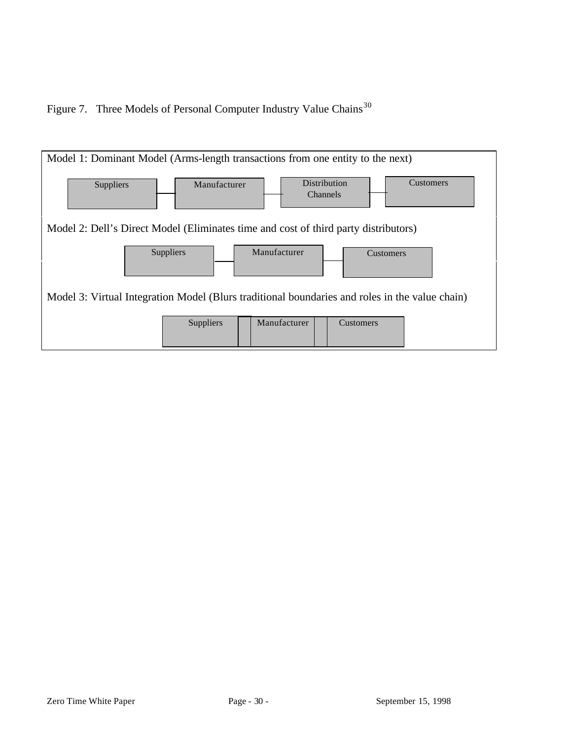Figure 7. Three Models of Personal Computer Industry Value Chains[30]

Model 1: Dominant Model (Arms-length transactions from one entity to the next)

Suppliers — Manufacturer — Distribution Channels — Customers

Model 2: Dell's Direct Model (Eliminates time and cost of third party distributors)

Suppliers — Manufacturer — Customers

Model 3: Virtual Integration Model (Blurs traditional boundaries and roles in the value chain)

Suppliers | Manufacturer | Customers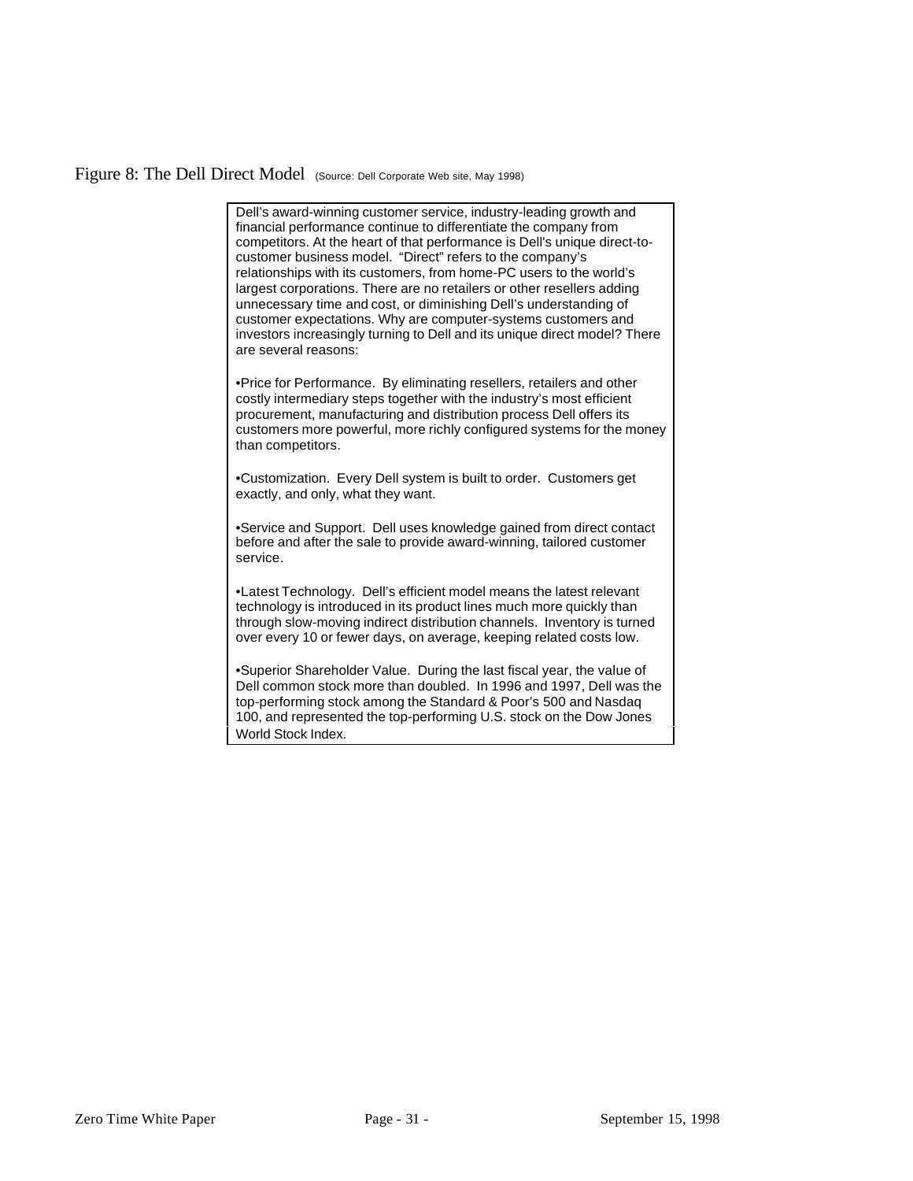Figure 8: The Dell Direct Model (Source: Dell Corporate Web site, May 1998)

Dell's award-winning customer service, industry-leading growth and financial performance continue to differentiate the company from competitors. At the heart of that performance is Dell's unique direct-to-customer business model. "Direct" refers to the company's relationships with its customers, from home-PC users to the world's largest corporations. There are no retailers or other resellers adding unnecessary time and cost, or diminishing Dell's understanding of customer expectations. Why are computer-systems customers and investors increasingly turning to Dell and its unique direct model? There are several reasons:

•Price for Performance. By eliminating resellers, retailers and other costly intermediary steps together with the industry's most efficient procurement, manufacturing and distribution process Dell offers its customers more powerful, more richly configured systems for the money than competitors.

•Customization. Every Dell system is built to order. Customers get exactly, and only, what they want.

•Service and Support. Dell uses knowledge gained from direct contact before and after the sale to provide award-winning, tailored customer service.

•Latest Technology. Dell's efficient model means the latest relevant technology is introduced in its product lines much more quickly than through slow-moving indirect distribution channels. Inventory is turned over every 10 or fewer days, on average, keeping related costs low.

•Superior Shareholder Value. During the last fiscal year, the value of Dell common stock more than doubled. In 1996 and 1997, Dell was the top-performing stock among the Standard & Poor's 500 and Nasdaq 100, and represented the top-performing U.S. stock on the Dow Jones World Stock Index.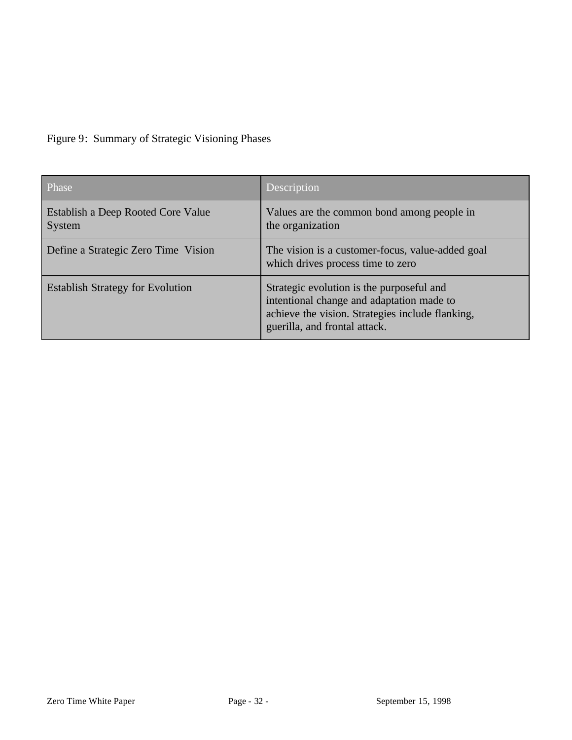Figure 9: Summary of Strategic Visioning Phases

| Phase | Description |
|---|---|
| Establish a Deep Rooted Core Value System | Values are the common bond among people in the organization |
| Define a Strategic Zero Time Vision | The vision is a customer-focus, value-added goal which drives process time to zero |
| Establish Strategy for Evolution | Strategic evolution is the purposeful and intentional change and adaptation made to achieve the vision. Strategies include flanking, guerilla, and frontal attack. |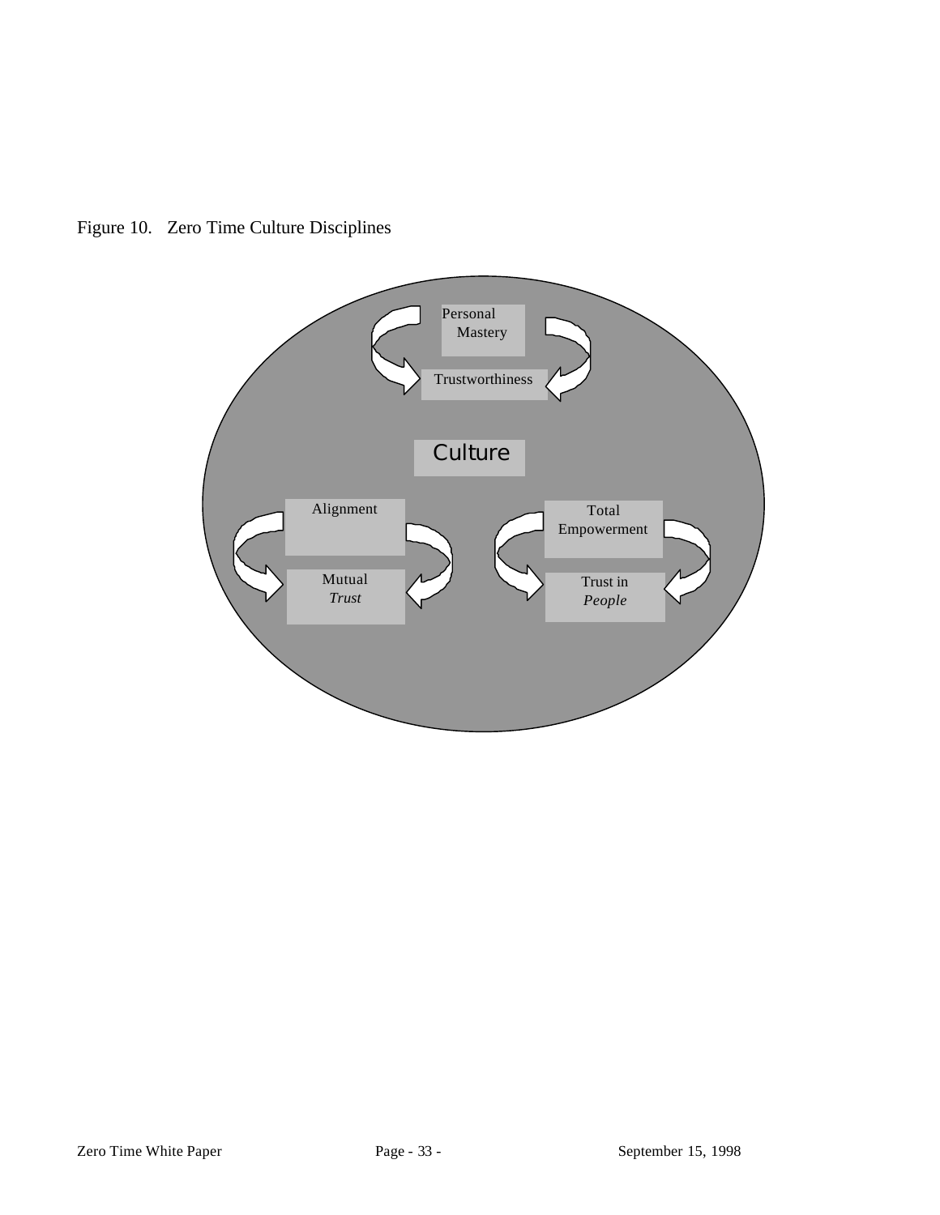Figure 10. Zero Time Culture Disciplines

Personal Mastery

Trustworthiness

Culture

Alignment

Mutual *Trust*

Total Empowerment

Trust in *People*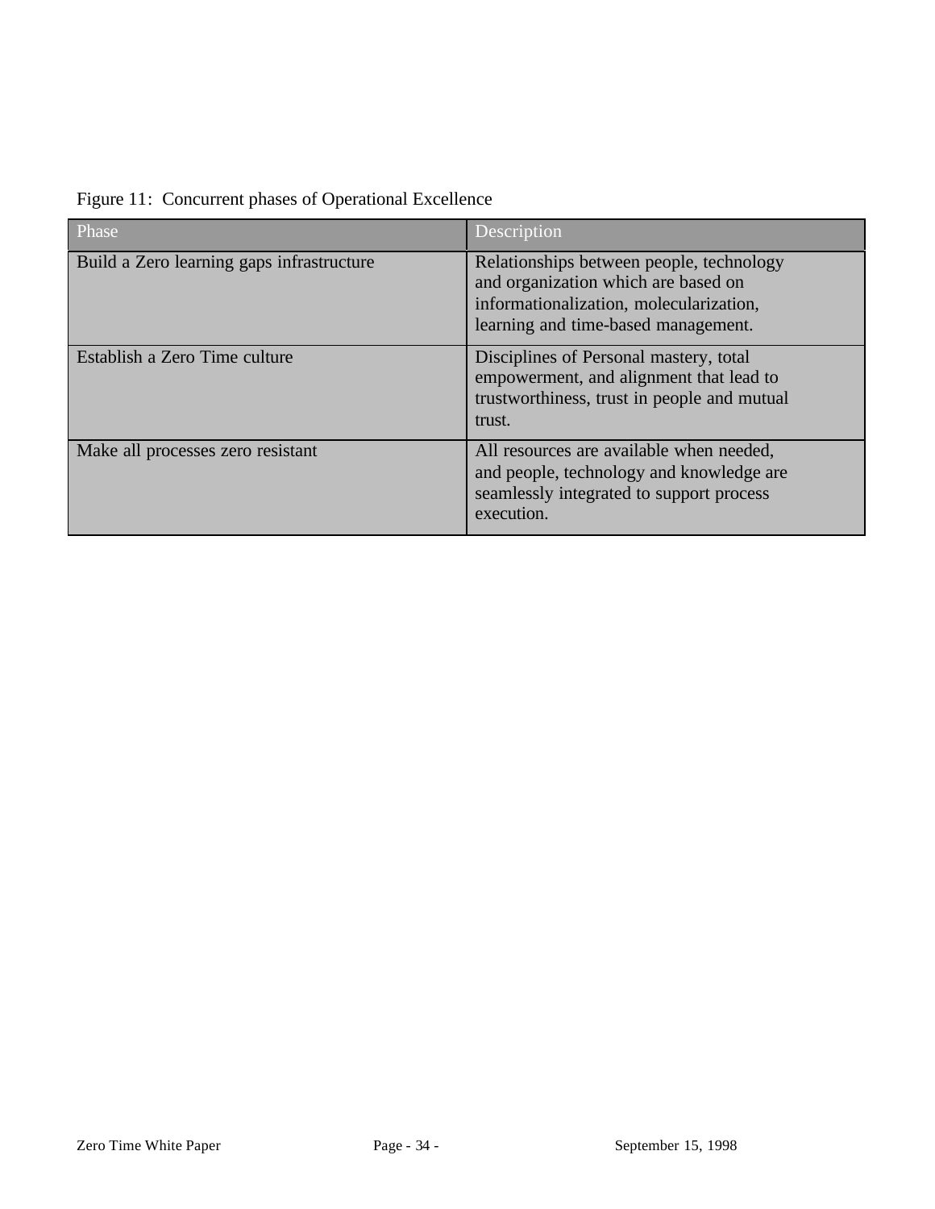Figure 11: Concurrent phases of Operational Excellence

| Phase | Description |
| --- | --- |
| Build a Zero learning gaps infrastructure | Relationships between people, technology and organization which are based on informationalization, molecularization, learning and time-based management. |
| Establish a Zero Time culture | Disciplines of Personal mastery, total empowerment, and alignment that lead to trustworthiness, trust in people and mutual trust. |
| Make all processes zero resistant | All resources are available when needed, and people, technology and knowledge are seamlessly integrated to support process execution. |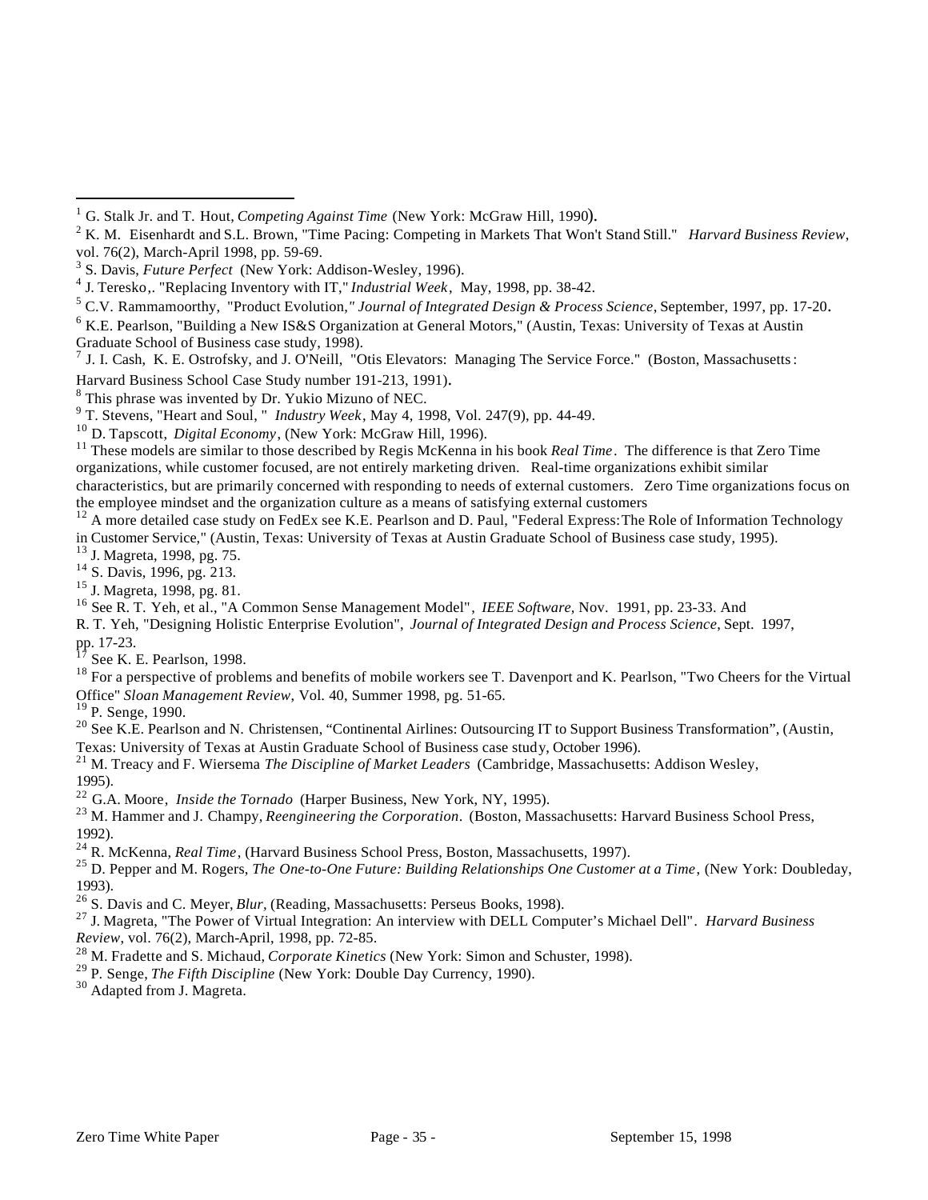[1] G. Stalk Jr. and T. Hout, *Competing Against Time* (New York: McGraw Hill, 1990).

[2] K. M. Eisenhardt and S.L. Brown, "Time Pacing: Competing in Markets That Won't Stand Still." *Harvard Business Review*, vol. 76(2), March-April 1998, pp. 59-69.

[3] S. Davis, *Future Perfect* (New York: Addison-Wesley, 1996).

[4] J. Teresko,. "Replacing Inventory with IT," *Industrial Week*, May, 1998, pp. 38-42.

[5] C.V. Rammamoorthy, "Product Evolution*," Journal of Integrated Design & Process Science*, September, 1997, pp. 17-20.

[6] K.E. Pearlson, "Building a New IS&S Organization at General Motors," (Austin, Texas: University of Texas at Austin Graduate School of Business case study, 1998).

[7] J. I. Cash, K. E. Ostrofsky, and J. O'Neill, "Otis Elevators: Managing The Service Force." (Boston, Massachusetts: Harvard Business School Case Study number 191-213, 1991).

[8] This phrase was invented by Dr. Yukio Mizuno of NEC.

[9] T. Stevens, "Heart and Soul, " *Industry Week*, May 4, 1998, Vol. 247(9), pp. 44-49.

[10] D. Tapscott, *Digital Economy*, (New York: McGraw Hill, 1996).

[11] These models are similar to those described by Regis McKenna in his book *Real Time*. The difference is that Zero Time organizations, while customer focused, are not entirely marketing driven. Real-time organizations exhibit similar characteristics, but are primarily concerned with responding to needs of external customers. Zero Time organizations focus on the employee mindset and the organization culture as a means of satisfying external customers

[12] A more detailed case study on FedEx see K.E. Pearlson and D. Paul, "Federal Express:The Role of Information Technology in Customer Service," (Austin, Texas: University of Texas at Austin Graduate School of Business case study, 1995).

[13] J. Magreta, 1998, pg. 75.

[14] S. Davis, 1996, pg. 213.

[15] J. Magreta, 1998, pg. 81.

[16] See R. T. Yeh, et al., "A Common Sense Management Model", *IEEE Software*, Nov. 1991, pp. 23-33. And R. T. Yeh, "Designing Holistic Enterprise Evolution", *Journal of Integrated Design and Process Science*, Sept. 1997, pp. 17-23.

[17] See K. E. Pearlson, 1998.

[18] For a perspective of problems and benefits of mobile workers see T. Davenport and K. Pearlson, "Two Cheers for the Virtual Office" *Sloan Management Review*, Vol. 40, Summer 1998, pg. 51-65.

[19] P. Senge, 1990.

[20] See K.E. Pearlson and N. Christensen, "Continental Airlines: Outsourcing IT to Support Business Transformation", (Austin, Texas: University of Texas at Austin Graduate School of Business case study, October 1996).

[21] M. Treacy and F. Wiersema *The Discipline of Market Leaders* (Cambridge, Massachusetts: Addison Wesley, 1995).

[22] G.A. Moore, *Inside the Tornado* (Harper Business, New York, NY, 1995).

[23] M. Hammer and J. Champy, *Reengineering the Corporation*. (Boston, Massachusetts: Harvard Business School Press, 1992).

[24] R. McKenna, *Real Time*, (Harvard Business School Press, Boston, Massachusetts, 1997).

[25] D. Pepper and M. Rogers, *The One-to-One Future: Building Relationships One Customer at a Time*, (New York: Doubleday, 1993).

[26] S. Davis and C. Meyer, *Blur*, (Reading, Massachusetts: Perseus Books, 1998).

[27] J. Magreta, "The Power of Virtual Integration: An interview with DELL Computer's Michael Dell". *Harvard Business Review*, vol. 76(2), March-April, 1998, pp. 72-85.

[28] M. Fradette and S. Michaud, *Corporate Kinetics* (New York: Simon and Schuster, 1998).

[29] P. Senge, *The Fifth Discipline* (New York: Double Day Currency, 1990).

[30] Adapted from J. Magreta.